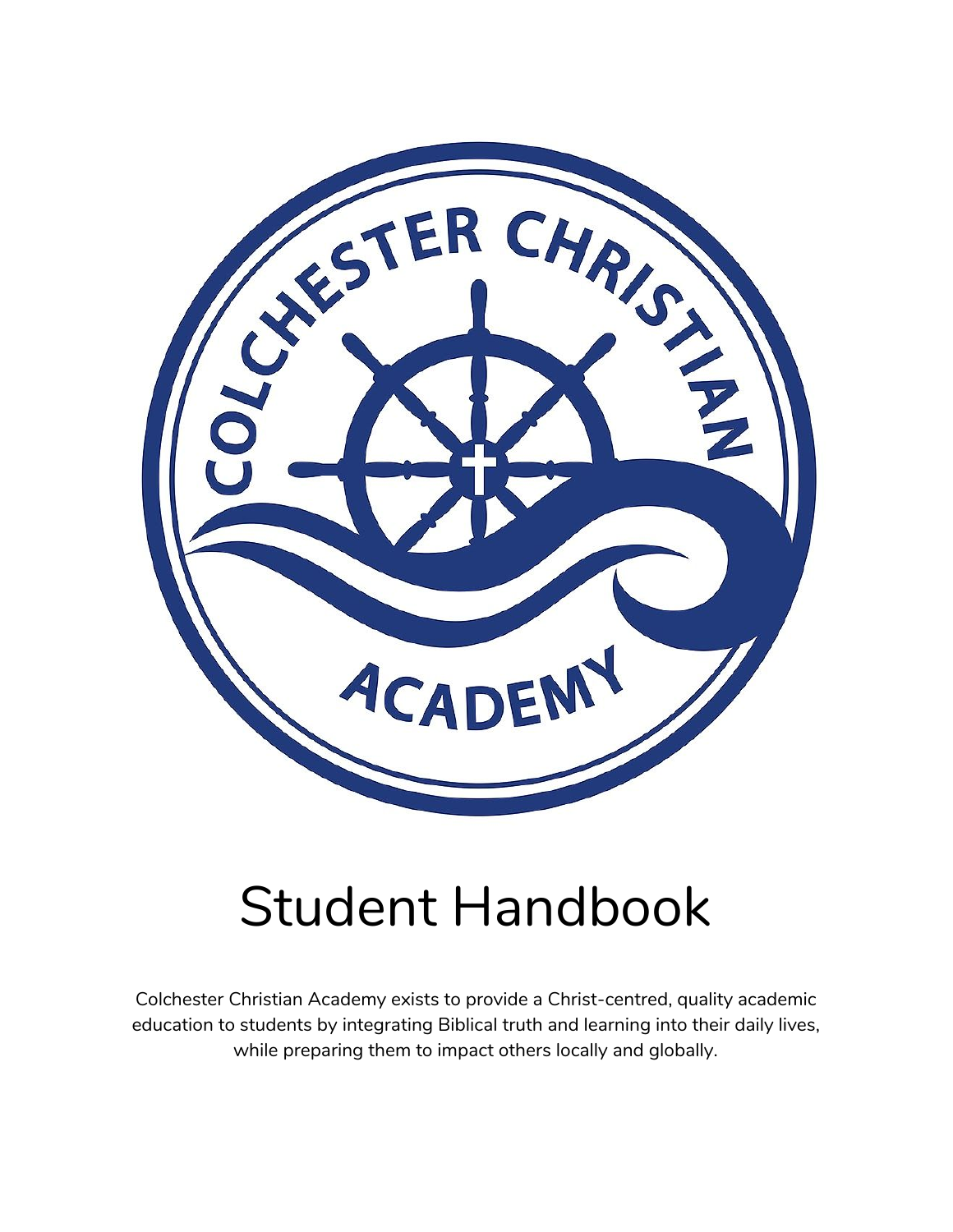# Student Handbook

Colchester Christian Academy exists to provide a Christ-centred, quality academic education to students by integrating Biblical truth and learning into their daily lives, while preparing them to impact others locally and globally.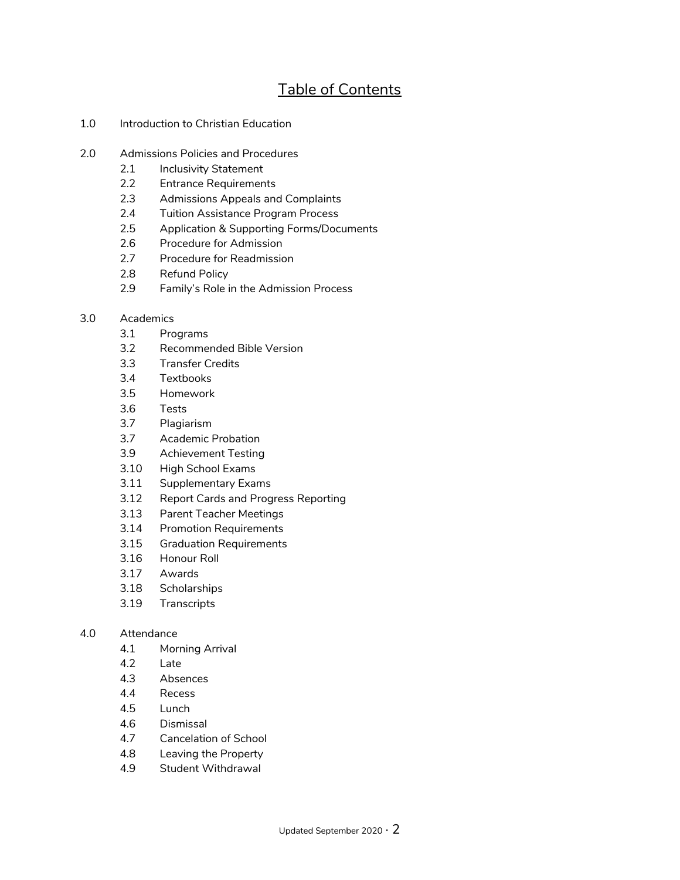# Table of Contents

1.0 Introduction to Christian Education

2.0 Admissions Policies and Procedures
- 2.1 Inclusivity Statement
- 2.2 Entrance Requirements
- 2.3 Admissions Appeals and Complaints
- 2.4 Tuition Assistance Program Process
- 2.5 Application & Supporting Forms/Documents
- 2.6 Procedure for Admission
- 2.7 Procedure for Readmission
- 2.8 Refund Policy
- 2.9 Family's Role in the Admission Process

3.0 Academics
- 3.1 Programs
- 3.2 Recommended Bible Version
- 3.3 Transfer Credits
- 3.4 Textbooks
- 3.5 Homework
- 3.6 Tests
- 3.7 Plagiarism
- 3.7 Academic Probation
- 3.9 Achievement Testing
- 3.10 High School Exams
- 3.11 Supplementary Exams
- 3.12 Report Cards and Progress Reporting
- 3.13 Parent Teacher Meetings
- 3.14 Promotion Requirements
- 3.15 Graduation Requirements
- 3.16 Honour Roll
- 3.17 Awards
- 3.18 Scholarships
- 3.19 Transcripts

4.0 Attendance
- 4.1 Morning Arrival
- 4.2 Late
- 4.3 Absences
- 4.4 Recess
- 4.5 Lunch
- 4.6 Dismissal
- 4.7 Cancelation of School
- 4.8 Leaving the Property
- 4.9 Student Withdrawal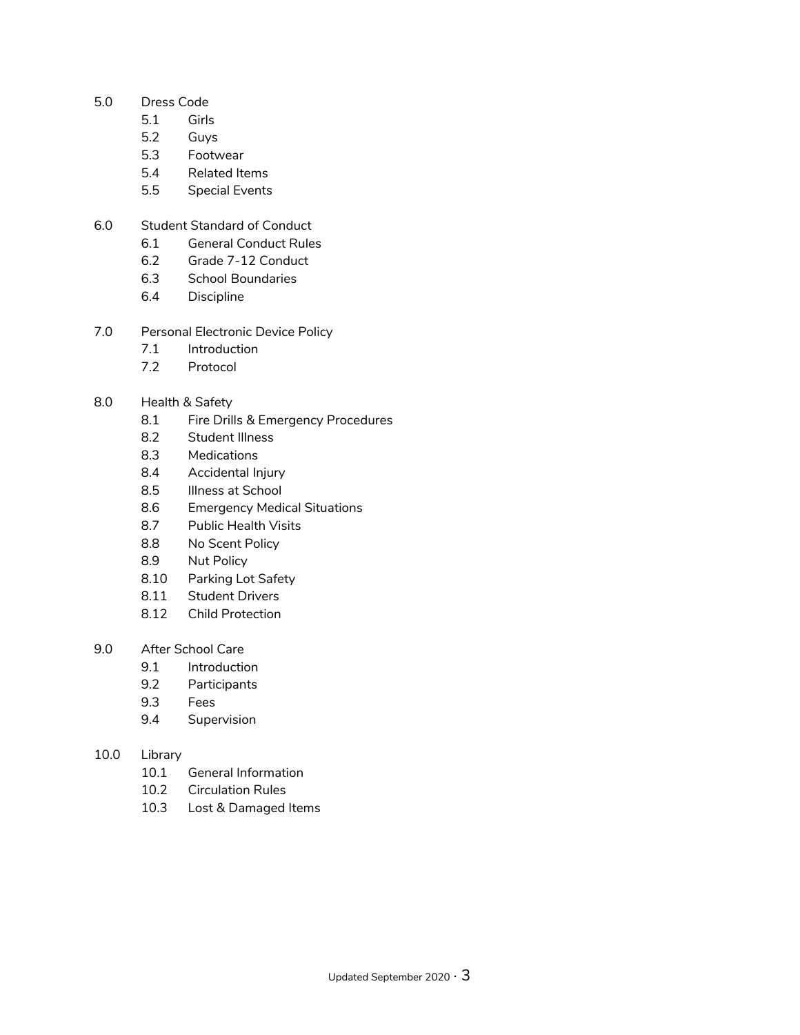- 5.0 Dress Code
    - 5.1 Girls
    - 5.2 Guys
    - 5.3 Footwear
    - 5.4 Related Items
    - 5.5 Special Events

- 6.0 Student Standard of Conduct
    - 6.1 General Conduct Rules
    - 6.2 Grade 7-12 Conduct
    - 6.3 School Boundaries
    - 6.4 Discipline

- 7.0 Personal Electronic Device Policy
    - 7.1 Introduction
    - 7.2 Protocol

- 8.0 Health & Safety
    - 8.1 Fire Drills & Emergency Procedures
    - 8.2 Student Illness
    - 8.3 Medications
    - 8.4 Accidental Injury
    - 8.5 Illness at School
    - 8.6 Emergency Medical Situations
    - 8.7 Public Health Visits
    - 8.8 No Scent Policy
    - 8.9 Nut Policy
    - 8.10 Parking Lot Safety
    - 8.11 Student Drivers
    - 8.12 Child Protection

- 9.0 After School Care
    - 9.1 Introduction
    - 9.2 Participants
    - 9.3 Fees
    - 9.4 Supervision

- 10.0 Library
    - 10.1 General Information
    - 10.2 Circulation Rules
    - 10.3 Lost & Damaged Items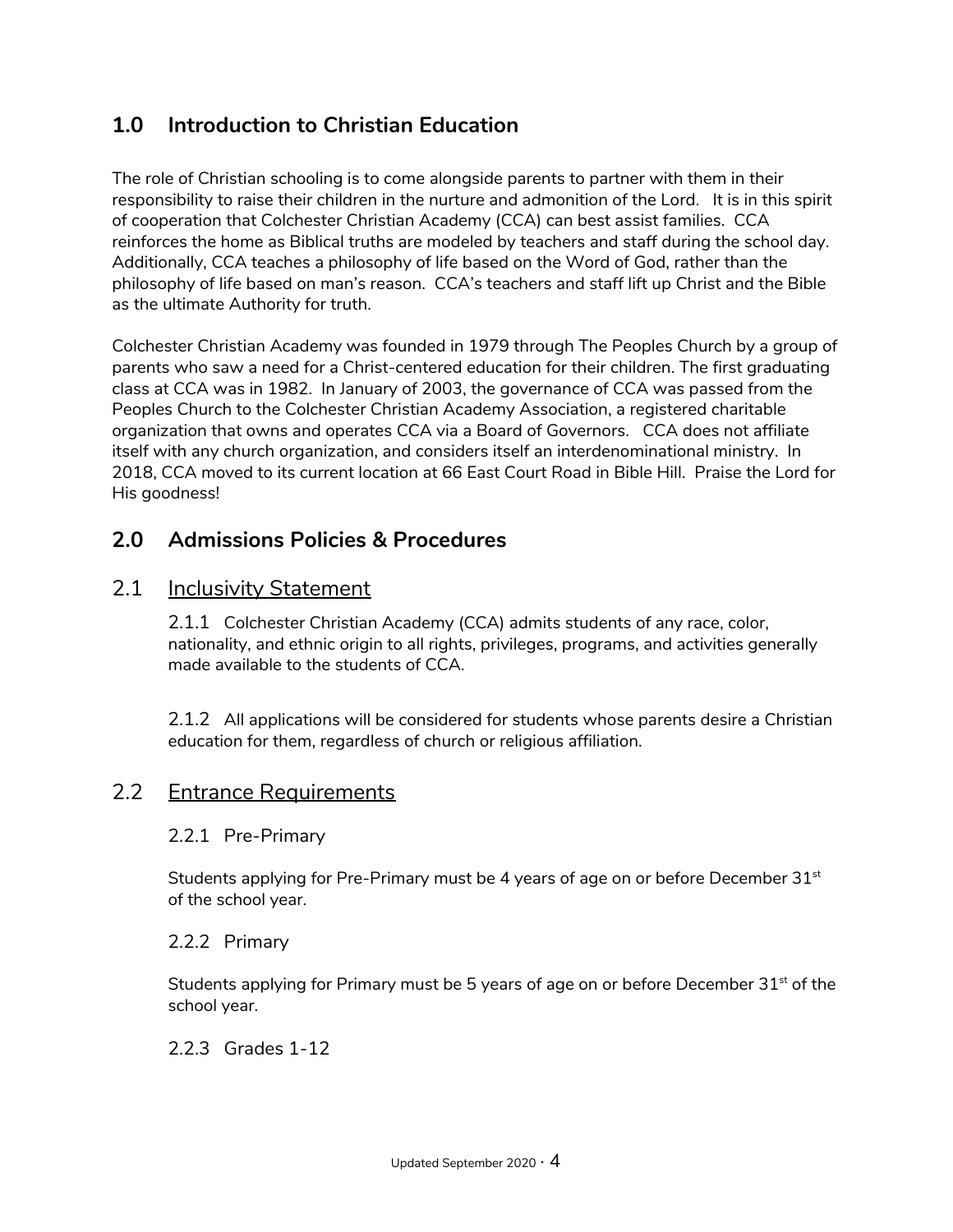## 1.0 Introduction to Christian Education

The role of Christian schooling is to come alongside parents to partner with them in their responsibility to raise their children in the nurture and admonition of the Lord. It is in this spirit of cooperation that Colchester Christian Academy (CCA) can best assist families. CCA reinforces the home as Biblical truths are modeled by teachers and staff during the school day. Additionally, CCA teaches a philosophy of life based on the Word of God, rather than the philosophy of life based on man's reason. CCA's teachers and staff lift up Christ and the Bible as the ultimate Authority for truth.

Colchester Christian Academy was founded in 1979 through The Peoples Church by a group of parents who saw a need for a Christ-centered education for their children. The first graduating class at CCA was in 1982. In January of 2003, the governance of CCA was passed from the Peoples Church to the Colchester Christian Academy Association, a registered charitable organization that owns and operates CCA via a Board of Governors. CCA does not affiliate itself with any church organization, and considers itself an interdenominational ministry. In 2018, CCA moved to its current location at 66 East Court Road in Bible Hill. Praise the Lord for His goodness!

## 2.0 Admissions Policies & Procedures

### 2.1 Inclusivity Statement

2.1.1 Colchester Christian Academy (CCA) admits students of any race, color, nationality, and ethnic origin to all rights, privileges, programs, and activities generally made available to the students of CCA.

2.1.2 All applications will be considered for students whose parents desire a Christian education for them, regardless of church or religious affiliation.

### 2.2 Entrance Requirements

#### 2.2.1 Pre-Primary

Students applying for Pre-Primary must be 4 years of age on or before December 31st of the school year.

#### 2.2.2 Primary

Students applying for Primary must be 5 years of age on or before December 31st of the school year.

#### 2.2.3 Grades 1-12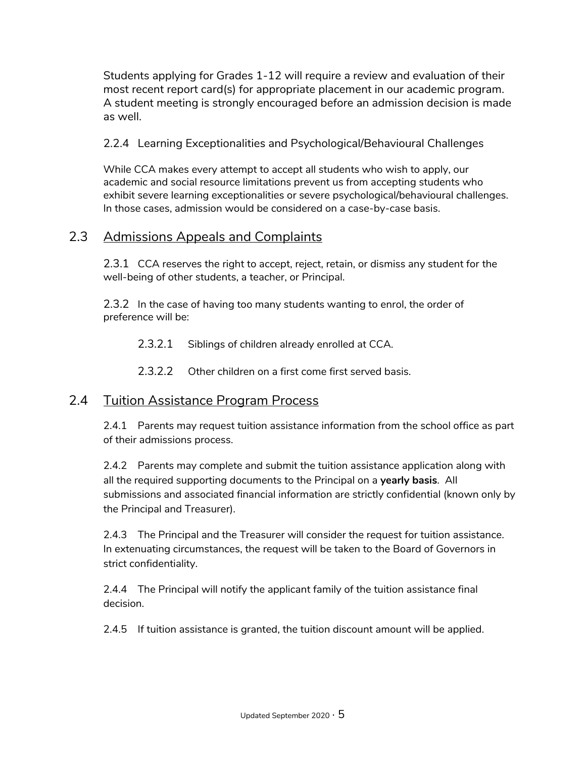Students applying for Grades 1-12 will require a review and evaluation of their most recent report card(s) for appropriate placement in our academic program. A student meeting is strongly encouraged before an admission decision is made as well.

#### 2.2.4 Learning Exceptionalities and Psychological/Behavioural Challenges

While CCA makes every attempt to accept all students who wish to apply, our academic and social resource limitations prevent us from accepting students who exhibit severe learning exceptionalities or severe psychological/behavioural challenges. In those cases, admission would be considered on a case-by-case basis.

### 2.3 Admissions Appeals and Complaints

2.3.1 CCA reserves the right to accept, reject, retain, or dismiss any student for the well-being of other students, a teacher, or Principal.

2.3.2 In the case of having too many students wanting to enrol, the order of preference will be:

- 2.3.2.1 Siblings of children already enrolled at CCA.
- 2.3.2.2 Other children on a first come first served basis.

### 2.4 Tuition Assistance Program Process

2.4.1 Parents may request tuition assistance information from the school office as part of their admissions process.

2.4.2 Parents may complete and submit the tuition assistance application along with all the required supporting documents to the Principal on a **yearly basis**. All submissions and associated financial information are strictly confidential (known only by the Principal and Treasurer).

2.4.3 The Principal and the Treasurer will consider the request for tuition assistance. In extenuating circumstances, the request will be taken to the Board of Governors in strict confidentiality.

2.4.4 The Principal will notify the applicant family of the tuition assistance final decision.

2.4.5 If tuition assistance is granted, the tuition discount amount will be applied.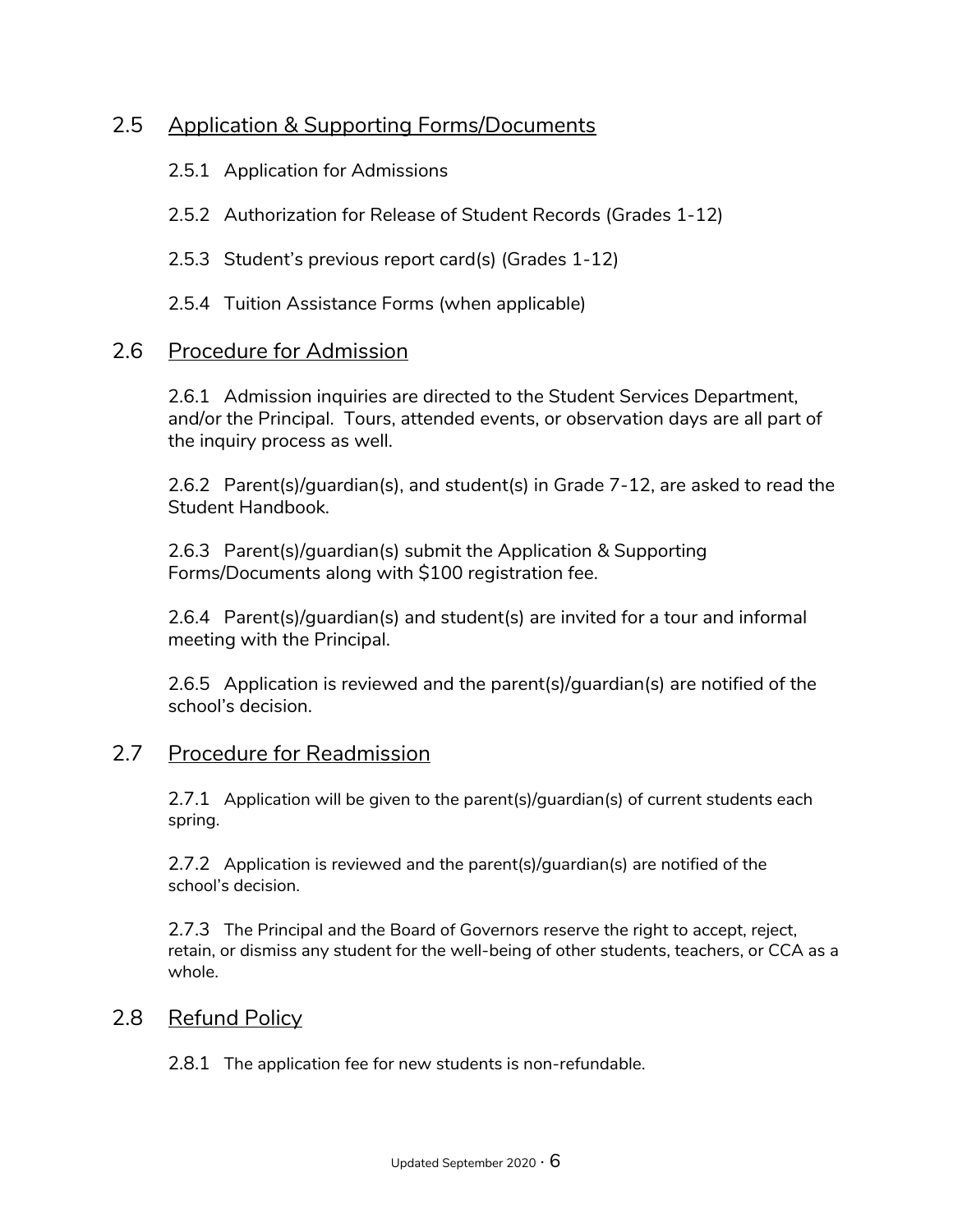## 2.5 Application & Supporting Forms/Documents

2.5.1 Application for Admissions

2.5.2 Authorization for Release of Student Records (Grades 1-12)

2.5.3 Student's previous report card(s) (Grades 1-12)

2.5.4 Tuition Assistance Forms (when applicable)

## 2.6 Procedure for Admission

2.6.1 Admission inquiries are directed to the Student Services Department, and/or the Principal. Tours, attended events, or observation days are all part of the inquiry process as well.

2.6.2 Parent(s)/guardian(s), and student(s) in Grade 7-12, are asked to read the Student Handbook.

2.6.3 Parent(s)/guardian(s) submit the Application & Supporting Forms/Documents along with $100 registration fee.

2.6.4 Parent(s)/guardian(s) and student(s) are invited for a tour and informal meeting with the Principal.

2.6.5 Application is reviewed and the parent(s)/guardian(s) are notified of the school's decision.

## 2.7 Procedure for Readmission

2.7.1 Application will be given to the parent(s)/guardian(s) of current students each spring.

2.7.2 Application is reviewed and the parent(s)/guardian(s) are notified of the school's decision.

2.7.3 The Principal and the Board of Governors reserve the right to accept, reject, retain, or dismiss any student for the well-being of other students, teachers, or CCA as a whole.

## 2.8 Refund Policy

2.8.1 The application fee for new students is non-refundable.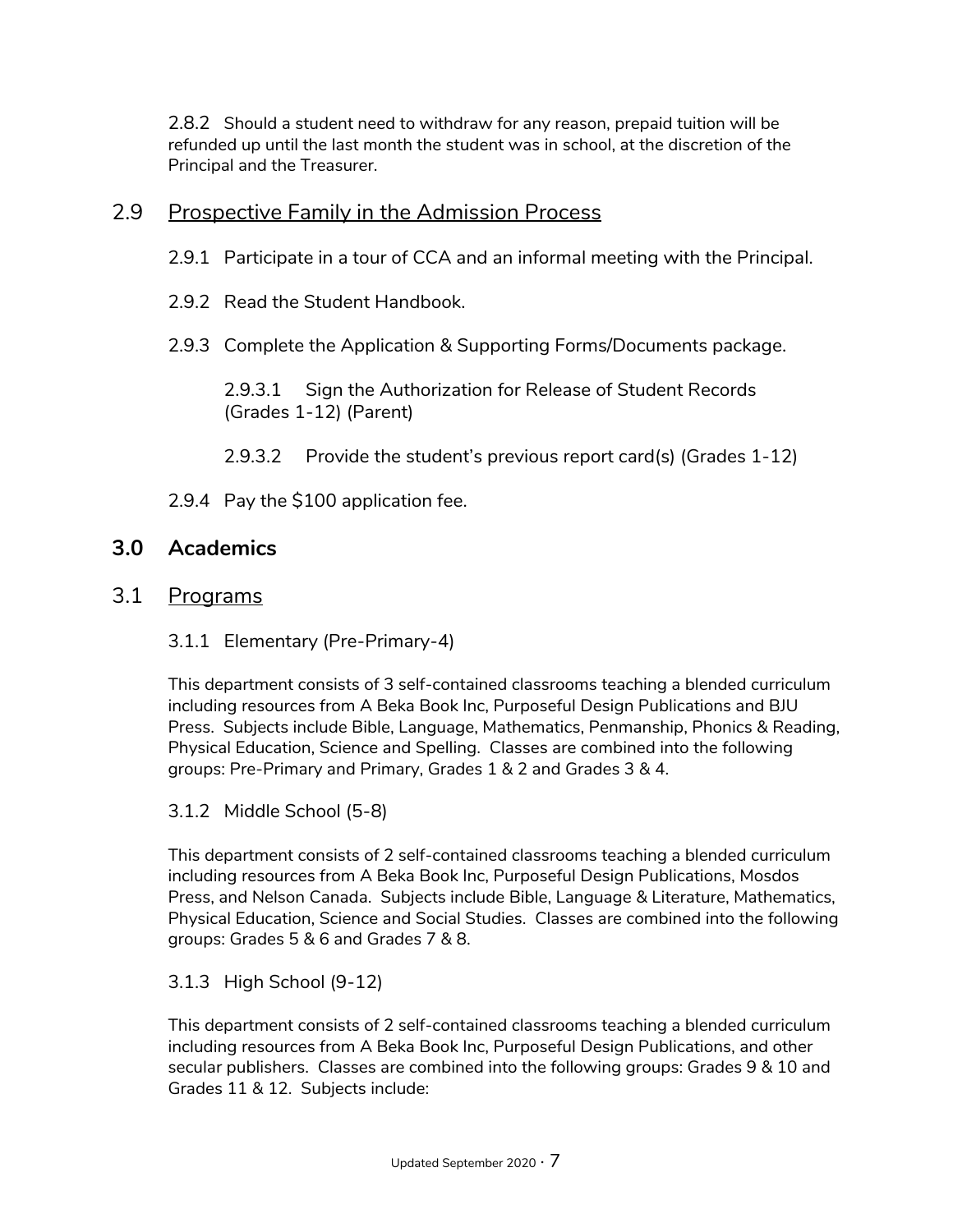2.8.2 Should a student need to withdraw for any reason, prepaid tuition will be refunded up until the last month the student was in school, at the discretion of the Principal and the Treasurer.

## 2.9 Prospective Family in the Admission Process

2.9.1 Participate in a tour of CCA and an informal meeting with the Principal.

2.9.2 Read the Student Handbook.

2.9.3 Complete the Application & Supporting Forms/Documents package.

2.9.3.1 Sign the Authorization for Release of Student Records (Grades 1-12) (Parent)

2.9.3.2 Provide the student's previous report card(s) (Grades 1-12)

2.9.4 Pay the $100 application fee.

# 3.0 Academics

## 3.1 Programs

### 3.1.1 Elementary (Pre-Primary-4)

This department consists of 3 self-contained classrooms teaching a blended curriculum including resources from A Beka Book Inc, Purposeful Design Publications and BJU Press. Subjects include Bible, Language, Mathematics, Penmanship, Phonics & Reading, Physical Education, Science and Spelling. Classes are combined into the following groups: Pre-Primary and Primary, Grades 1 & 2 and Grades 3 & 4.

### 3.1.2 Middle School (5-8)

This department consists of 2 self-contained classrooms teaching a blended curriculum including resources from A Beka Book Inc, Purposeful Design Publications, Mosdos Press, and Nelson Canada. Subjects include Bible, Language & Literature, Mathematics, Physical Education, Science and Social Studies. Classes are combined into the following groups: Grades 5 & 6 and Grades 7 & 8.

### 3.1.3 High School (9-12)

This department consists of 2 self-contained classrooms teaching a blended curriculum including resources from A Beka Book Inc, Purposeful Design Publications, and other secular publishers. Classes are combined into the following groups: Grades 9 & 10 and Grades 11 & 12. Subjects include: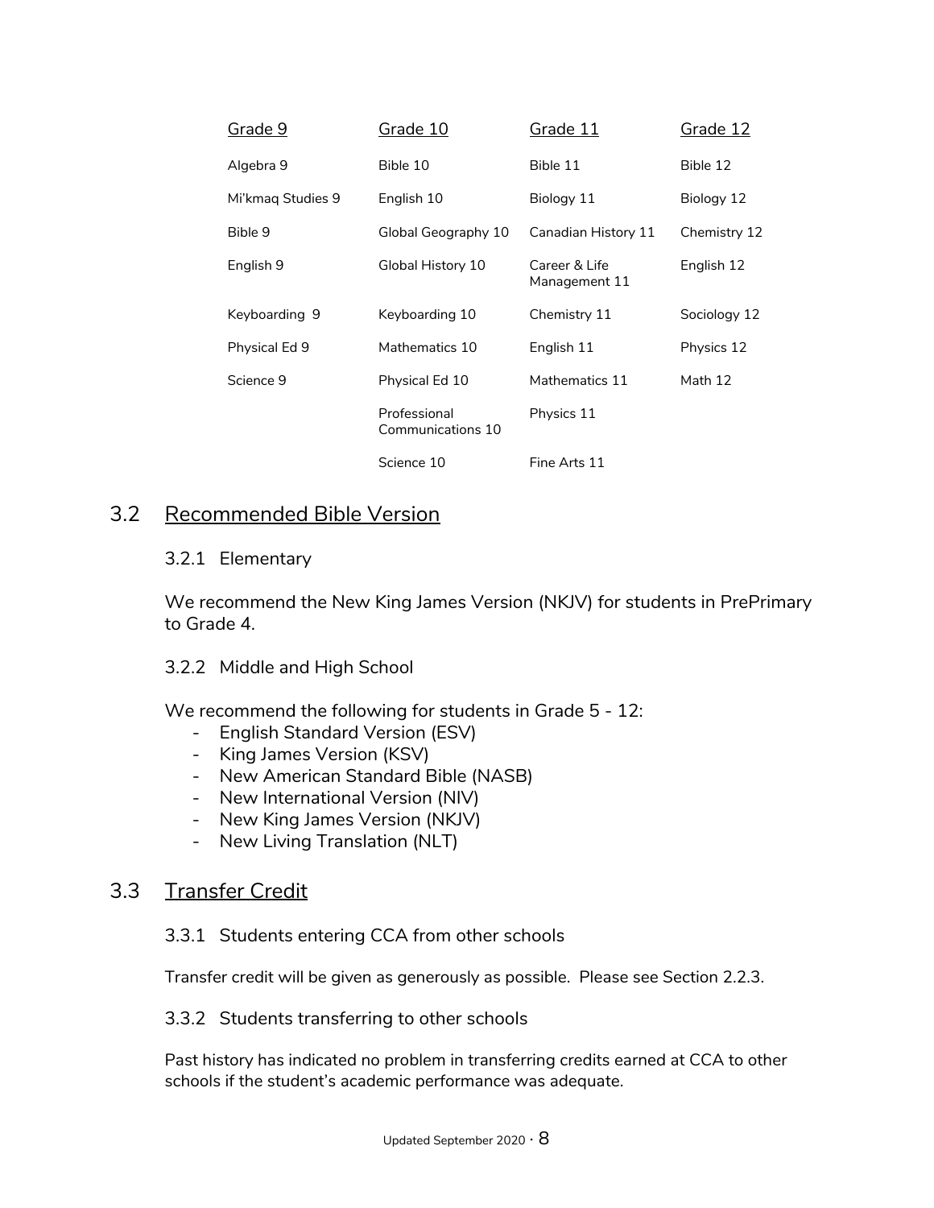| Grade 9 | Grade 10 | Grade 11 | Grade 12 |
|---|---|---|---|
| Algebra 9 | Bible 10 | Bible 11 | Bible 12 |
| Mi'kmaq Studies 9 | English 10 | Biology 11 | Biology 12 |
| Bible 9 | Global Geography 10 | Canadian History 11 | Chemistry 12 |
| English 9 | Global History 10 | Career & Life Management 11 | English 12 |
| Keyboarding 9 | Keyboarding 10 | Chemistry 11 | Sociology 12 |
| Physical Ed 9 | Mathematics 10 | English 11 | Physics 12 |
| Science 9 | Physical Ed 10 | Mathematics 11 | Math 12 |
| | Professional Communications 10 | Physics 11 | |
| | Science 10 | Fine Arts 11 | |

## 3.2 Recommended Bible Version

### 3.2.1 Elementary

We recommend the New King James Version (NKJV) for students in PrePrimary to Grade 4.

### 3.2.2 Middle and High School

We recommend the following for students in Grade 5 - 12:

- English Standard Version (ESV)
- King James Version (KSV)
- New American Standard Bible (NASB)
- New International Version (NIV)
- New King James Version (NKJV)
- New Living Translation (NLT)

## 3.3 Transfer Credit

### 3.3.1 Students entering CCA from other schools

Transfer credit will be given as generously as possible. Please see Section 2.2.3.

### 3.3.2 Students transferring to other schools

Past history has indicated no problem in transferring credits earned at CCA to other schools if the student's academic performance was adequate.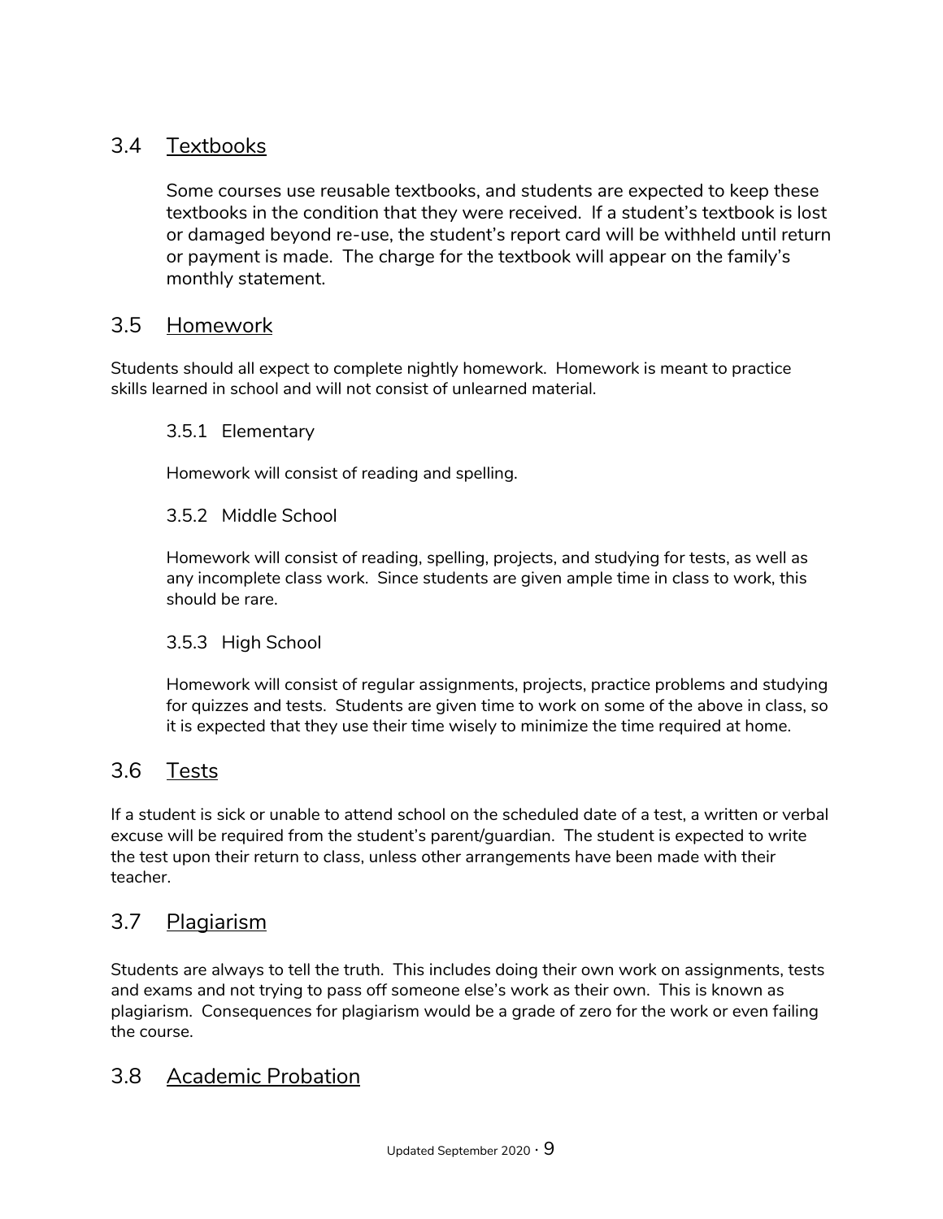## 3.4 Textbooks

Some courses use reusable textbooks, and students are expected to keep these textbooks in the condition that they were received. If a student's textbook is lost or damaged beyond re-use, the student's report card will be withheld until return or payment is made. The charge for the textbook will appear on the family's monthly statement.

## 3.5 Homework

Students should all expect to complete nightly homework. Homework is meant to practice skills learned in school and will not consist of unlearned material.

### 3.5.1 Elementary

Homework will consist of reading and spelling.

### 3.5.2 Middle School

Homework will consist of reading, spelling, projects, and studying for tests, as well as any incomplete class work. Since students are given ample time in class to work, this should be rare.

### 3.5.3 High School

Homework will consist of regular assignments, projects, practice problems and studying for quizzes and tests. Students are given time to work on some of the above in class, so it is expected that they use their time wisely to minimize the time required at home.

## 3.6 Tests

If a student is sick or unable to attend school on the scheduled date of a test, a written or verbal excuse will be required from the student's parent/guardian. The student is expected to write the test upon their return to class, unless other arrangements have been made with their teacher.

## 3.7 Plagiarism

Students are always to tell the truth. This includes doing their own work on assignments, tests and exams and not trying to pass off someone else's work as their own. This is known as plagiarism. Consequences for plagiarism would be a grade of zero for the work or even failing the course.

## 3.8 Academic Probation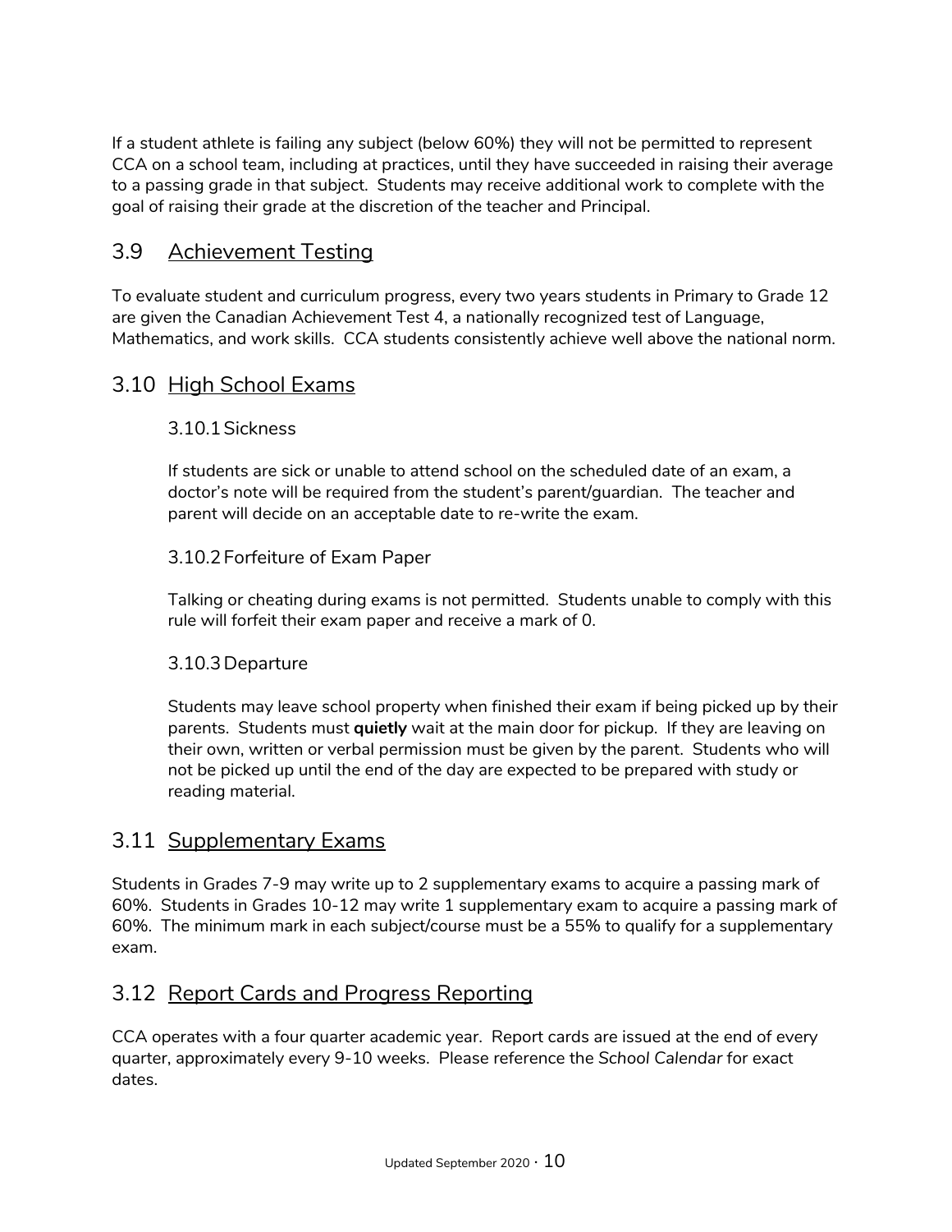If a student athlete is failing any subject (below 60%) they will not be permitted to represent CCA on a school team, including at practices, until they have succeeded in raising their average to a passing grade in that subject. Students may receive additional work to complete with the goal of raising their grade at the discretion of the teacher and Principal.

## 3.9 Achievement Testing

To evaluate student and curriculum progress, every two years students in Primary to Grade 12 are given the Canadian Achievement Test 4, a nationally recognized test of Language, Mathematics, and work skills. CCA students consistently achieve well above the national norm.

## 3.10 High School Exams

### 3.10.1 Sickness

If students are sick or unable to attend school on the scheduled date of an exam, a doctor's note will be required from the student's parent/guardian. The teacher and parent will decide on an acceptable date to re-write the exam.

### 3.10.2 Forfeiture of Exam Paper

Talking or cheating during exams is not permitted. Students unable to comply with this rule will forfeit their exam paper and receive a mark of 0.

### 3.10.3 Departure

Students may leave school property when finished their exam if being picked up by their parents. Students must **quietly** wait at the main door for pickup. If they are leaving on their own, written or verbal permission must be given by the parent. Students who will not be picked up until the end of the day are expected to be prepared with study or reading material.

## 3.11 Supplementary Exams

Students in Grades 7-9 may write up to 2 supplementary exams to acquire a passing mark of 60%. Students in Grades 10-12 may write 1 supplementary exam to acquire a passing mark of 60%. The minimum mark in each subject/course must be a 55% to qualify for a supplementary exam.

## 3.12 Report Cards and Progress Reporting

CCA operates with a four quarter academic year. Report cards are issued at the end of every quarter, approximately every 9-10 weeks. Please reference the *School Calendar* for exact dates.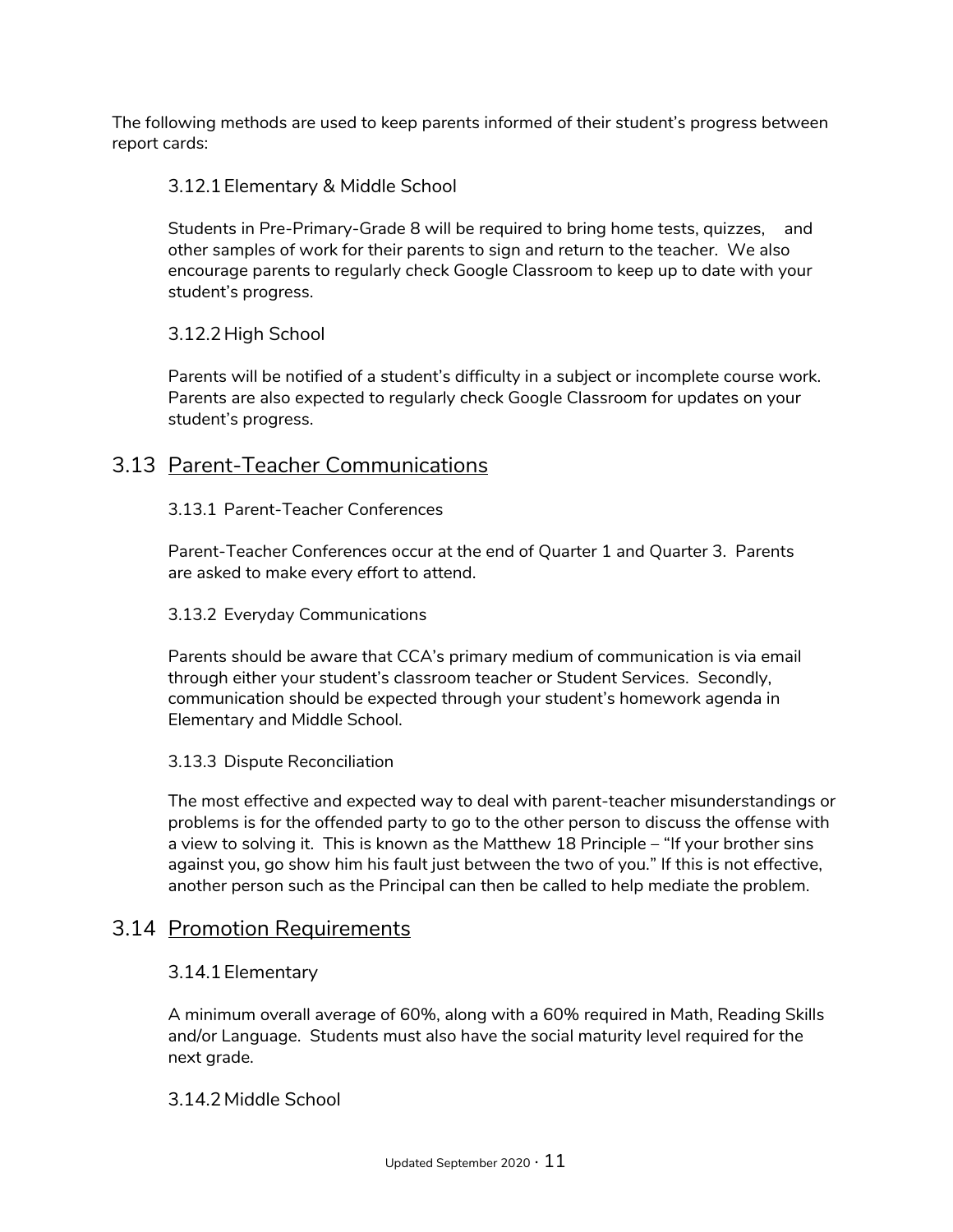The following methods are used to keep parents informed of their student's progress between report cards:

### 3.12.1 Elementary & Middle School

Students in Pre-Primary-Grade 8 will be required to bring home tests, quizzes, and other samples of work for their parents to sign and return to the teacher. We also encourage parents to regularly check Google Classroom to keep up to date with your student's progress.

### 3.12.2 High School

Parents will be notified of a student's difficulty in a subject or incomplete course work. Parents are also expected to regularly check Google Classroom for updates on your student's progress.

## 3.13 Parent-Teacher Communications

### 3.13.1 Parent-Teacher Conferences

Parent-Teacher Conferences occur at the end of Quarter 1 and Quarter 3. Parents are asked to make every effort to attend.

### 3.13.2 Everyday Communications

Parents should be aware that CCA's primary medium of communication is via email through either your student's classroom teacher or Student Services. Secondly, communication should be expected through your student's homework agenda in Elementary and Middle School.

### 3.13.3 Dispute Reconciliation

The most effective and expected way to deal with parent-teacher misunderstandings or problems is for the offended party to go to the other person to discuss the offense with a view to solving it. This is known as the Matthew 18 Principle – "If your brother sins against you, go show him his fault just between the two of you." If this is not effective, another person such as the Principal can then be called to help mediate the problem.

## 3.14 Promotion Requirements

### 3.14.1 Elementary

A minimum overall average of 60%, along with a 60% required in Math, Reading Skills and/or Language. Students must also have the social maturity level required for the next grade.

### 3.14.2 Middle School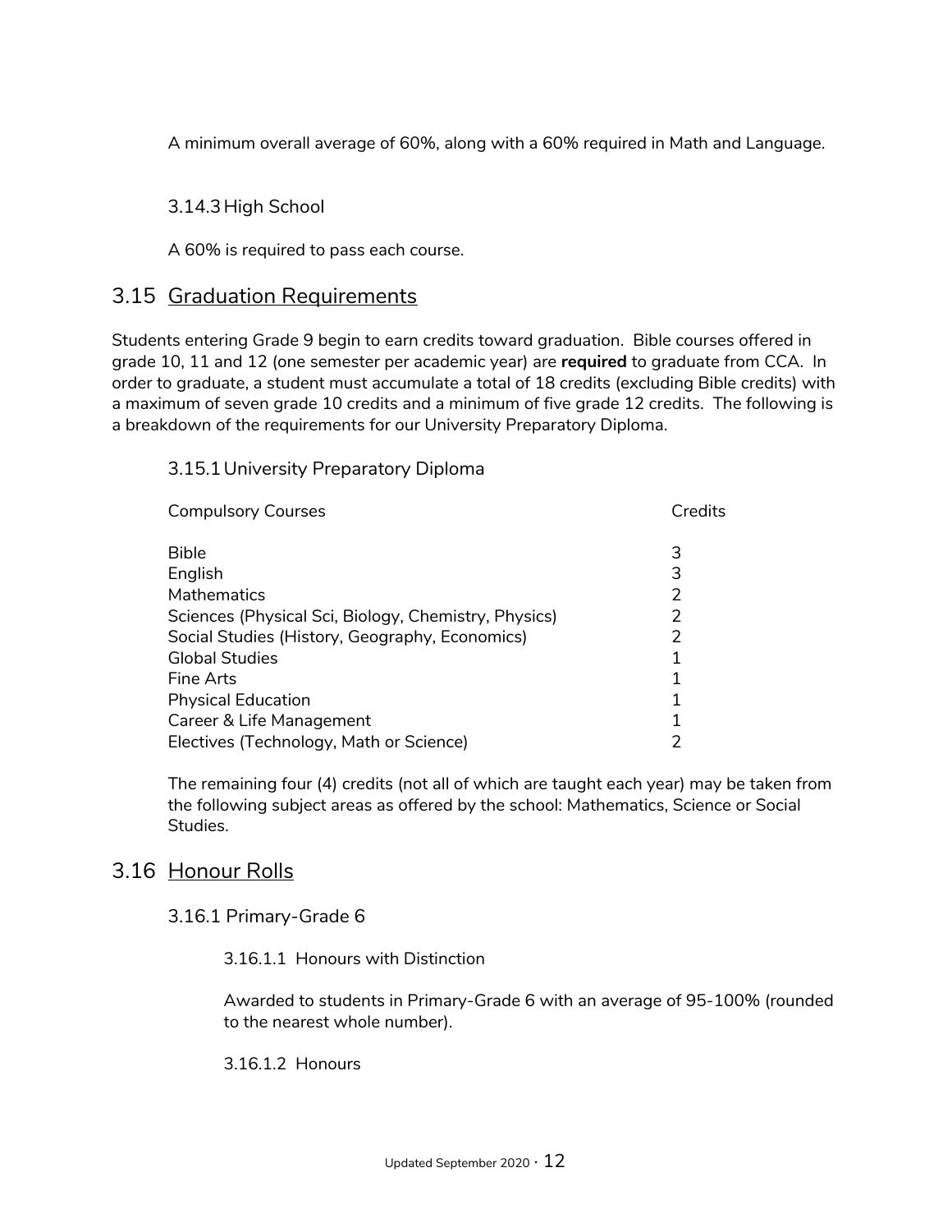A minimum overall average of 60%, along with a 60% required in Math and Language.

### 3.14.3 High School

A 60% is required to pass each course.

## 3.15 Graduation Requirements

Students entering Grade 9 begin to earn credits toward graduation. Bible courses offered in grade 10, 11 and 12 (one semester per academic year) are **required** to graduate from CCA. In order to graduate, a student must accumulate a total of 18 credits (excluding Bible credits) with a maximum of seven grade 10 credits and a minimum of five grade 12 credits. The following is a breakdown of the requirements for our University Preparatory Diploma.

### 3.15.1 University Preparatory Diploma

| Compulsory Courses | Credits |
|---|---|
| Bible | 3 |
| English | 3 |
| Mathematics | 2 |
| Sciences (Physical Sci, Biology, Chemistry, Physics) | 2 |
| Social Studies (History, Geography, Economics) | 2 |
| Global Studies | 1 |
| Fine Arts | 1 |
| Physical Education | 1 |
| Career & Life Management | 1 |
| Electives (Technology, Math or Science) | 2 |

The remaining four (4) credits (not all of which are taught each year) may be taken from the following subject areas as offered by the school: Mathematics, Science or Social Studies.

## 3.16 Honour Rolls

### 3.16.1 Primary-Grade 6

#### 3.16.1.1 Honours with Distinction

Awarded to students in Primary-Grade 6 with an average of 95-100% (rounded to the nearest whole number).

#### 3.16.1.2 Honours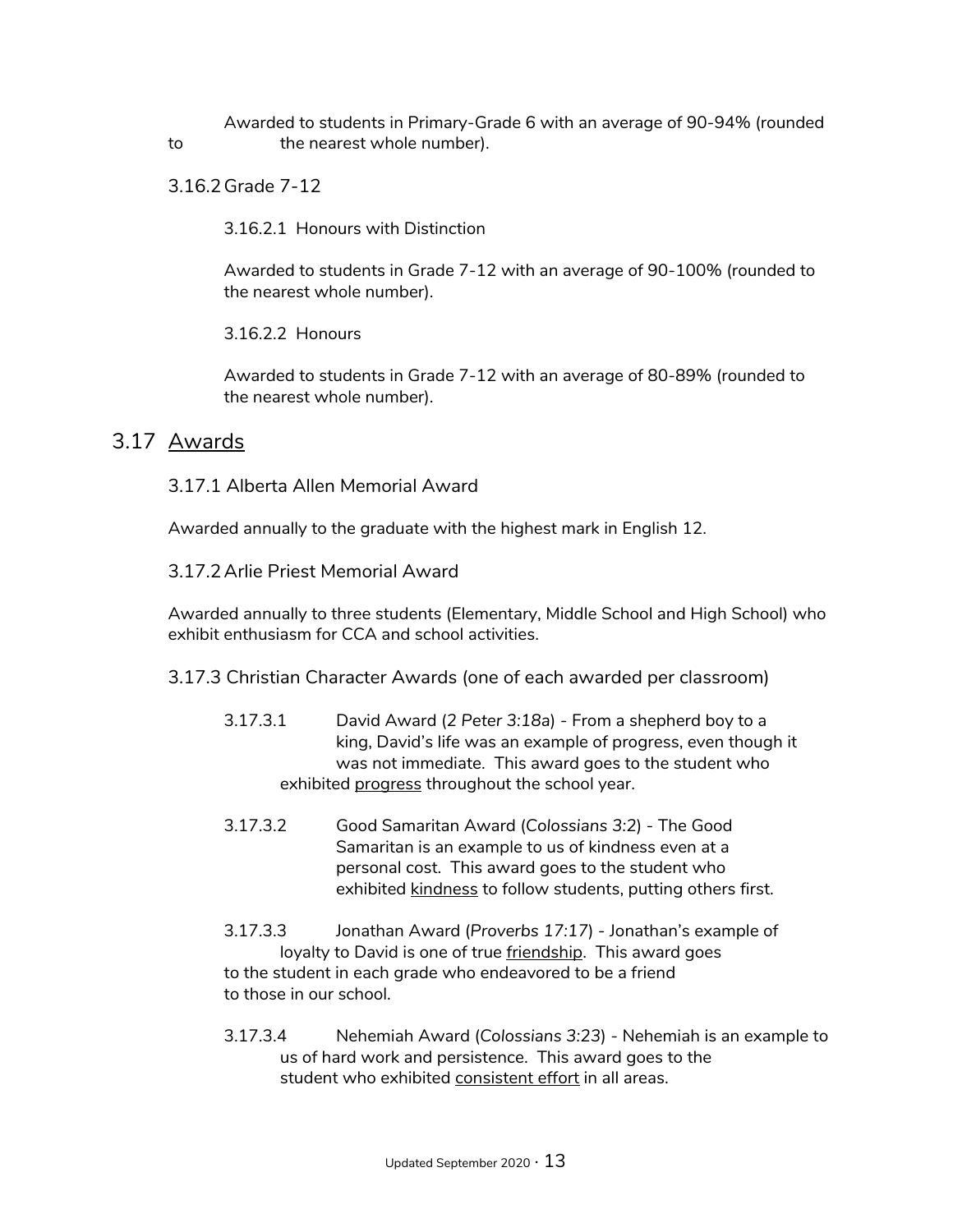Awarded to students in Primary-Grade 6 with an average of 90-94% (rounded to the nearest whole number).

### 3.16.2 Grade 7-12

#### 3.16.2.1 Honours with Distinction

Awarded to students in Grade 7-12 with an average of 90-100% (rounded to the nearest whole number).

#### 3.16.2.2 Honours

Awarded to students in Grade 7-12 with an average of 80-89% (rounded to the nearest whole number).

## 3.17 Awards

### 3.17.1 Alberta Allen Memorial Award

Awarded annually to the graduate with the highest mark in English 12.

### 3.17.2 Arlie Priest Memorial Award

Awarded annually to three students (Elementary, Middle School and High School) who exhibit enthusiasm for CCA and school activities.

### 3.17.3 Christian Character Awards (one of each awarded per classroom)

3.17.3.1 David Award (*2 Peter 3:18a*) - From a shepherd boy to a king, David's life was an example of progress, even though it was not immediate. This award goes to the student who exhibited progress throughout the school year.

3.17.3.2 Good Samaritan Award (*Colossians 3:2*) - The Good Samaritan is an example to us of kindness even at a personal cost. This award goes to the student who exhibited kindness to follow students, putting others first.

3.17.3.3 Jonathan Award (*Proverbs 17:17*) - Jonathan's example of loyalty to David is one of true friendship. This award goes to the student in each grade who endeavored to be a friend to those in our school.

3.17.3.4 Nehemiah Award (*Colossians 3:23*) - Nehemiah is an example to us of hard work and persistence. This award goes to the student who exhibited consistent effort in all areas.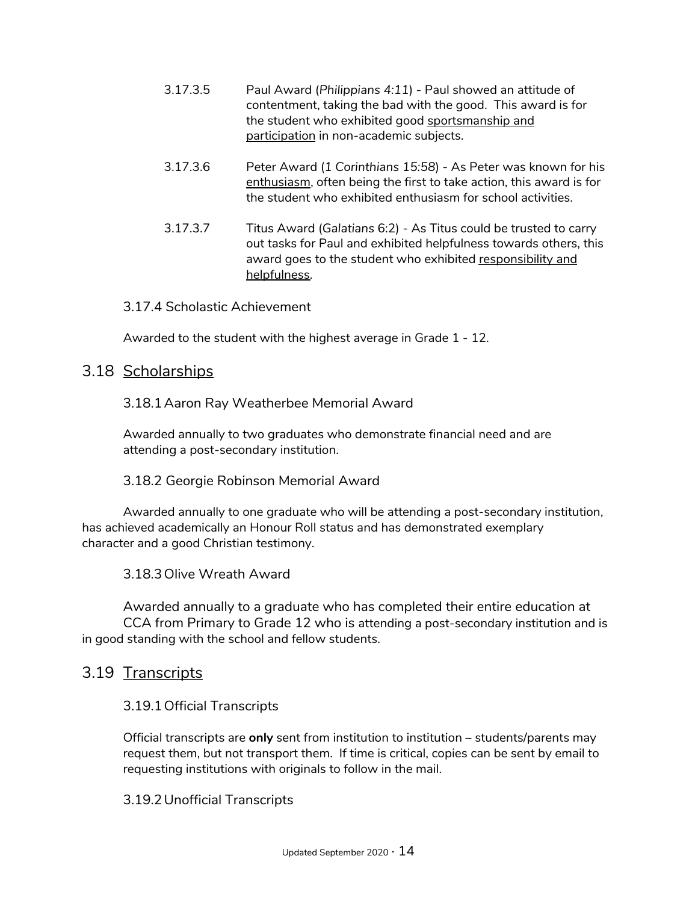3.17.3.5 Paul Award (*Philippians 4:11*) - Paul showed an attitude of contentment, taking the bad with the good. This award is for the student who exhibited good <u>sportsmanship and participation</u> in non-academic subjects.

3.17.3.6 Peter Award (*1 Corinthians 15:58*) - As Peter was known for his <u>enthusiasm</u>, often being the first to take action, this award is for the student who exhibited enthusiasm for school activities.

3.17.3.7 Titus Award (*Galatians* 6:2) - As Titus could be trusted to carry out tasks for Paul and exhibited helpfulness towards others, this award goes to the student who exhibited <u>responsibility and helpfulness</u>.

### 3.17.4 Scholastic Achievement

Awarded to the student with the highest average in Grade 1 - 12.

## 3.18 <u>Scholarships</u>

### 3.18.1 Aaron Ray Weatherbee Memorial Award

Awarded annually to two graduates who demonstrate financial need and are attending a post-secondary institution.

### 3.18.2 Georgie Robinson Memorial Award

Awarded annually to one graduate who will be attending a post-secondary institution, has achieved academically an Honour Roll status and has demonstrated exemplary character and a good Christian testimony.

### 3.18.3 Olive Wreath Award

Awarded annually to a graduate who has completed their entire education at CCA from Primary to Grade 12 who is attending a post-secondary institution and is in good standing with the school and fellow students.

## 3.19 <u>Transcripts</u>

### 3.19.1 Official Transcripts

Official transcripts are **only** sent from institution to institution – students/parents may request them, but not transport them. If time is critical, copies can be sent by email to requesting institutions with originals to follow in the mail.

### 3.19.2 Unofficial Transcripts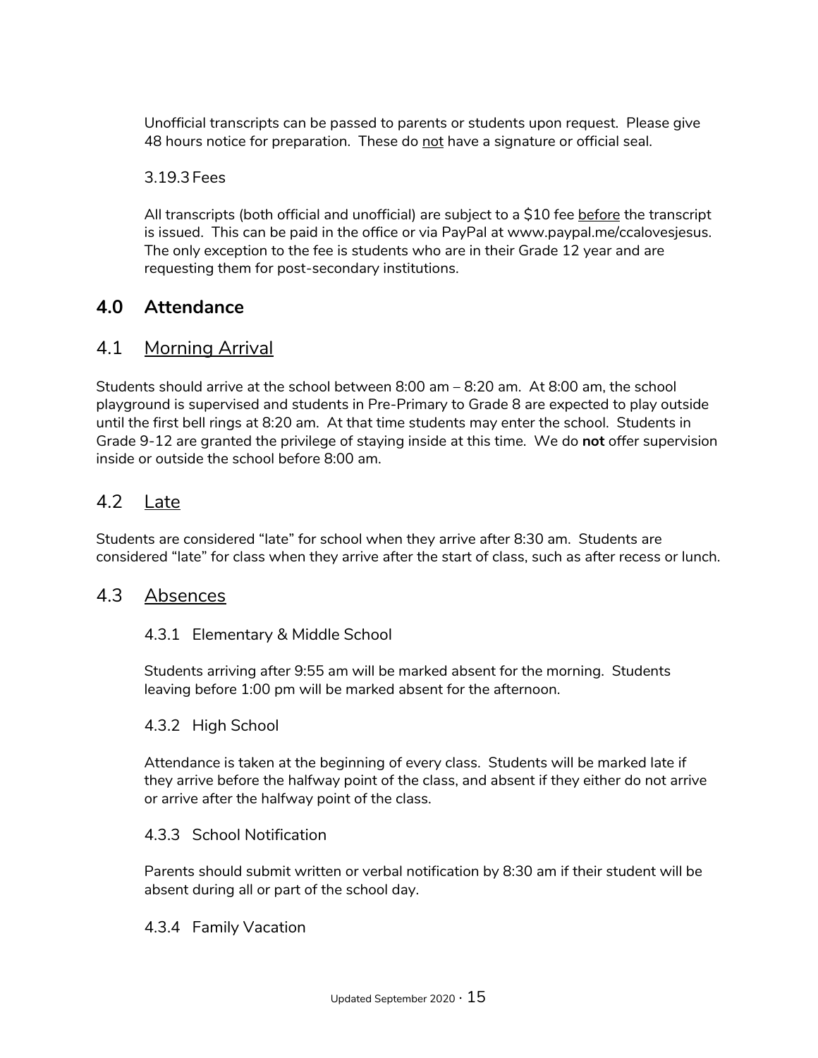Unofficial transcripts can be passed to parents or students upon request. Please give 48 hours notice for preparation. These do <u>not</u> have a signature or official seal.

#### 3.19.3 Fees

All transcripts (both official and unofficial) are subject to a $10 fee <u>before</u> the transcript is issued. This can be paid in the office or via PayPal at www.paypal.me/ccalovesjesus. The only exception to the fee is students who are in their Grade 12 year and are requesting them for post-secondary institutions.

## 4.0 Attendance

### 4.1 <u>Morning Arrival</u>

Students should arrive at the school between 8:00 am – 8:20 am. At 8:00 am, the school playground is supervised and students in Pre-Primary to Grade 8 are expected to play outside until the first bell rings at 8:20 am. At that time students may enter the school. Students in Grade 9-12 are granted the privilege of staying inside at this time. We do **not** offer supervision inside or outside the school before 8:00 am.

### 4.2 <u>Late</u>

Students are considered "late" for school when they arrive after 8:30 am. Students are considered "late" for class when they arrive after the start of class, such as after recess or lunch.

### 4.3 <u>Absences</u>

#### 4.3.1 Elementary & Middle School

Students arriving after 9:55 am will be marked absent for the morning. Students leaving before 1:00 pm will be marked absent for the afternoon.

#### 4.3.2 High School

Attendance is taken at the beginning of every class. Students will be marked late if they arrive before the halfway point of the class, and absent if they either do not arrive or arrive after the halfway point of the class.

#### 4.3.3 School Notification

Parents should submit written or verbal notification by 8:30 am if their student will be absent during all or part of the school day.

#### 4.3.4 Family Vacation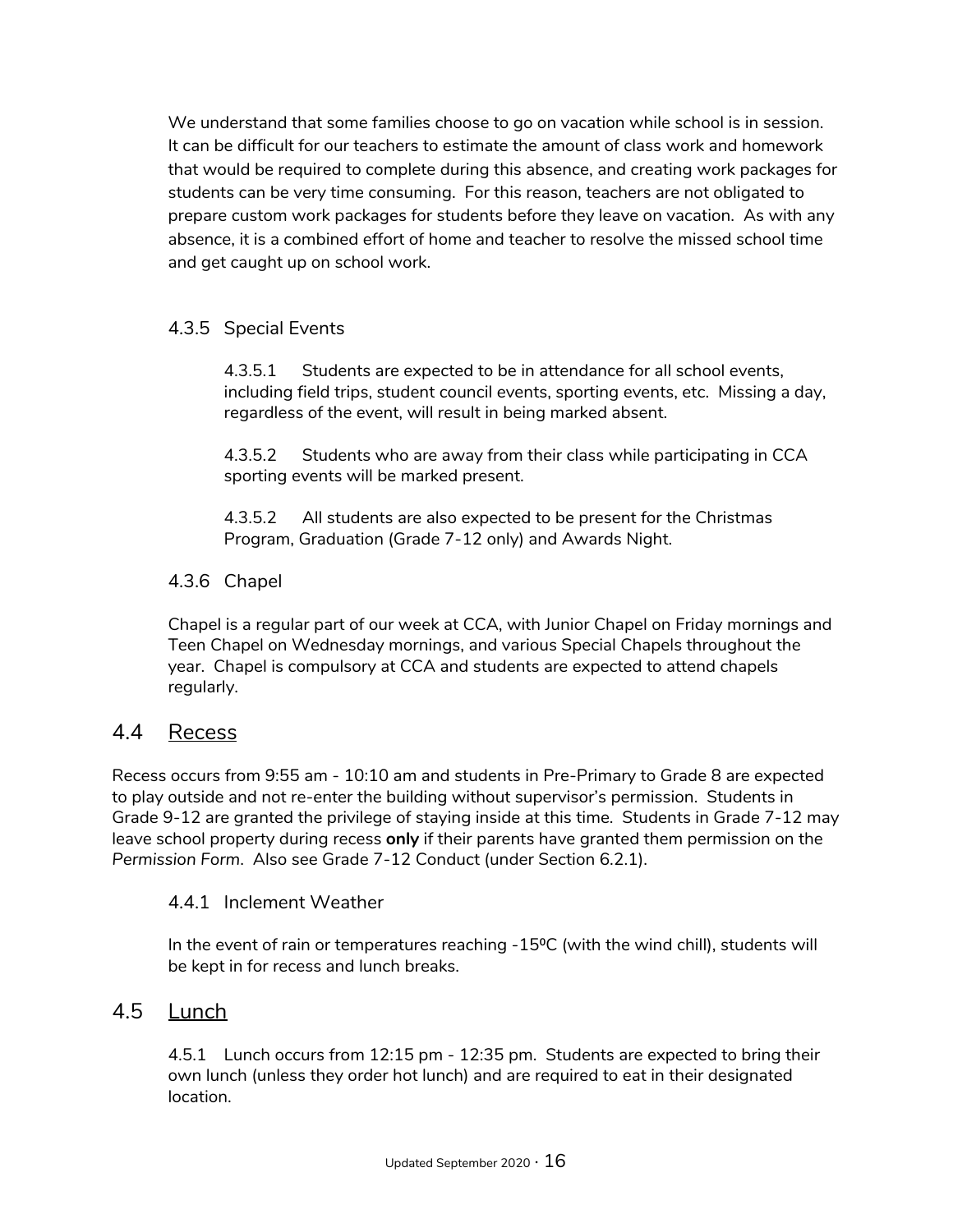We understand that some families choose to go on vacation while school is in session. It can be difficult for our teachers to estimate the amount of class work and homework that would be required to complete during this absence, and creating work packages for students can be very time consuming. For this reason, teachers are not obligated to prepare custom work packages for students before they leave on vacation. As with any absence, it is a combined effort of home and teacher to resolve the missed school time and get caught up on school work.

### 4.3.5 Special Events

4.3.5.1 Students are expected to be in attendance for all school events, including field trips, student council events, sporting events, etc. Missing a day, regardless of the event, will result in being marked absent.

4.3.5.2 Students who are away from their class while participating in CCA sporting events will be marked present.

4.3.5.2 All students are also expected to be present for the Christmas Program, Graduation (Grade 7-12 only) and Awards Night.

### 4.3.6 Chapel

Chapel is a regular part of our week at CCA, with Junior Chapel on Friday mornings and Teen Chapel on Wednesday mornings, and various Special Chapels throughout the year. Chapel is compulsory at CCA and students are expected to attend chapels regularly.

## 4.4 Recess

Recess occurs from 9:55 am - 10:10 am and students in Pre-Primary to Grade 8 are expected to play outside and not re-enter the building without supervisor's permission. Students in Grade 9-12 are granted the privilege of staying inside at this time. Students in Grade 7-12 may leave school property during recess **only** if their parents have granted them permission on the *Permission Form*. Also see Grade 7-12 Conduct (under Section 6.2.1).

### 4.4.1 Inclement Weather

In the event of rain or temperatures reaching -15ºC (with the wind chill), students will be kept in for recess and lunch breaks.

## 4.5 Lunch

4.5.1 Lunch occurs from 12:15 pm - 12:35 pm. Students are expected to bring their own lunch (unless they order hot lunch) and are required to eat in their designated location.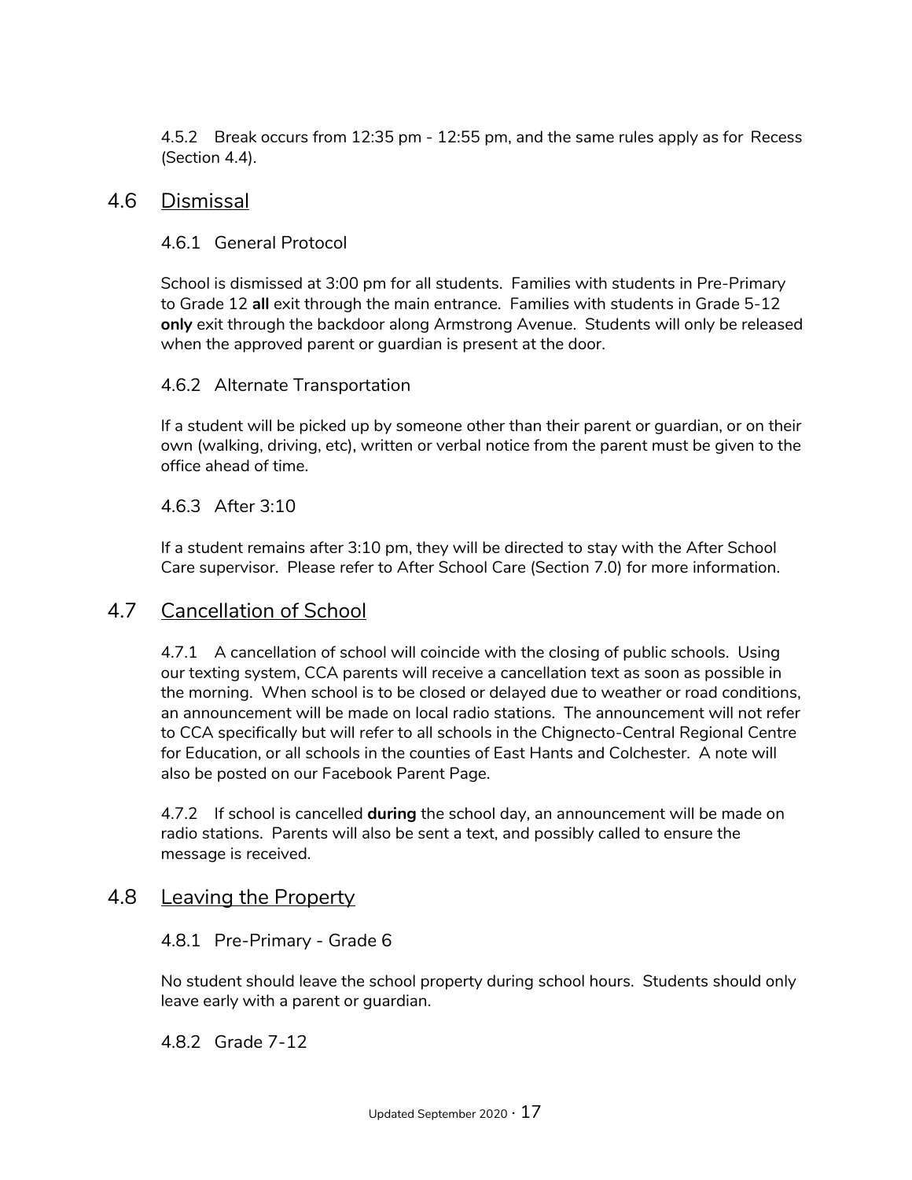4.5.2 Break occurs from 12:35 pm - 12:55 pm, and the same rules apply as for Recess (Section 4.4).

## 4.6 Dismissal

### 4.6.1 General Protocol

School is dismissed at 3:00 pm for all students. Families with students in Pre-Primary to Grade 12 **all** exit through the main entrance. Families with students in Grade 5-12 **only** exit through the backdoor along Armstrong Avenue. Students will only be released when the approved parent or guardian is present at the door.

### 4.6.2 Alternate Transportation

If a student will be picked up by someone other than their parent or guardian, or on their own (walking, driving, etc), written or verbal notice from the parent must be given to the office ahead of time.

### 4.6.3 After 3:10

If a student remains after 3:10 pm, they will be directed to stay with the After School Care supervisor. Please refer to After School Care (Section 7.0) for more information.

## 4.7 Cancellation of School

4.7.1 A cancellation of school will coincide with the closing of public schools. Using our texting system, CCA parents will receive a cancellation text as soon as possible in the morning. When school is to be closed or delayed due to weather or road conditions, an announcement will be made on local radio stations. The announcement will not refer to CCA specifically but will refer to all schools in the Chignecto-Central Regional Centre for Education, or all schools in the counties of East Hants and Colchester. A note will also be posted on our Facebook Parent Page.

4.7.2 If school is cancelled **during** the school day, an announcement will be made on radio stations. Parents will also be sent a text, and possibly called to ensure the message is received.

## 4.8 Leaving the Property

### 4.8.1 Pre-Primary - Grade 6

No student should leave the school property during school hours. Students should only leave early with a parent or guardian.

### 4.8.2 Grade 7-12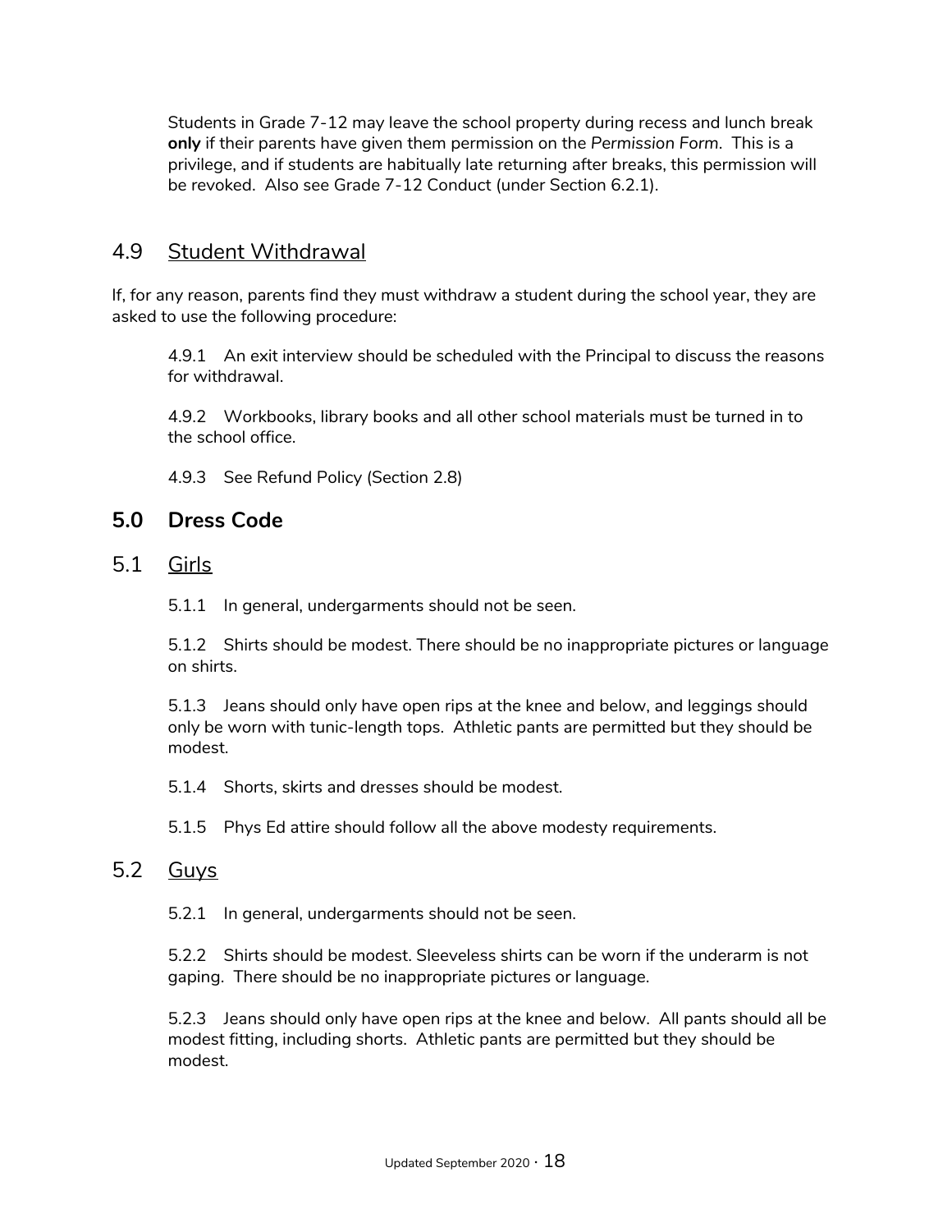Students in Grade 7-12 may leave the school property during recess and lunch break **only** if their parents have given them permission on the *Permission Form*. This is a privilege, and if students are habitually late returning after breaks, this permission will be revoked. Also see Grade 7-12 Conduct (under Section 6.2.1).

## 4.9 Student Withdrawal

If, for any reason, parents find they must withdraw a student during the school year, they are asked to use the following procedure:

4.9.1 An exit interview should be scheduled with the Principal to discuss the reasons for withdrawal.

4.9.2 Workbooks, library books and all other school materials must be turned in to the school office.

4.9.3 See Refund Policy (Section 2.8)

# 5.0 Dress Code

## 5.1 Girls

5.1.1 In general, undergarments should not be seen.

5.1.2 Shirts should be modest. There should be no inappropriate pictures or language on shirts.

5.1.3 Jeans should only have open rips at the knee and below, and leggings should only be worn with tunic-length tops. Athletic pants are permitted but they should be modest.

5.1.4 Shorts, skirts and dresses should be modest.

5.1.5 Phys Ed attire should follow all the above modesty requirements.

## 5.2 Guys

5.2.1 In general, undergarments should not be seen.

5.2.2 Shirts should be modest. Sleeveless shirts can be worn if the underarm is not gaping. There should be no inappropriate pictures or language.

5.2.3 Jeans should only have open rips at the knee and below. All pants should all be modest fitting, including shorts. Athletic pants are permitted but they should be modest.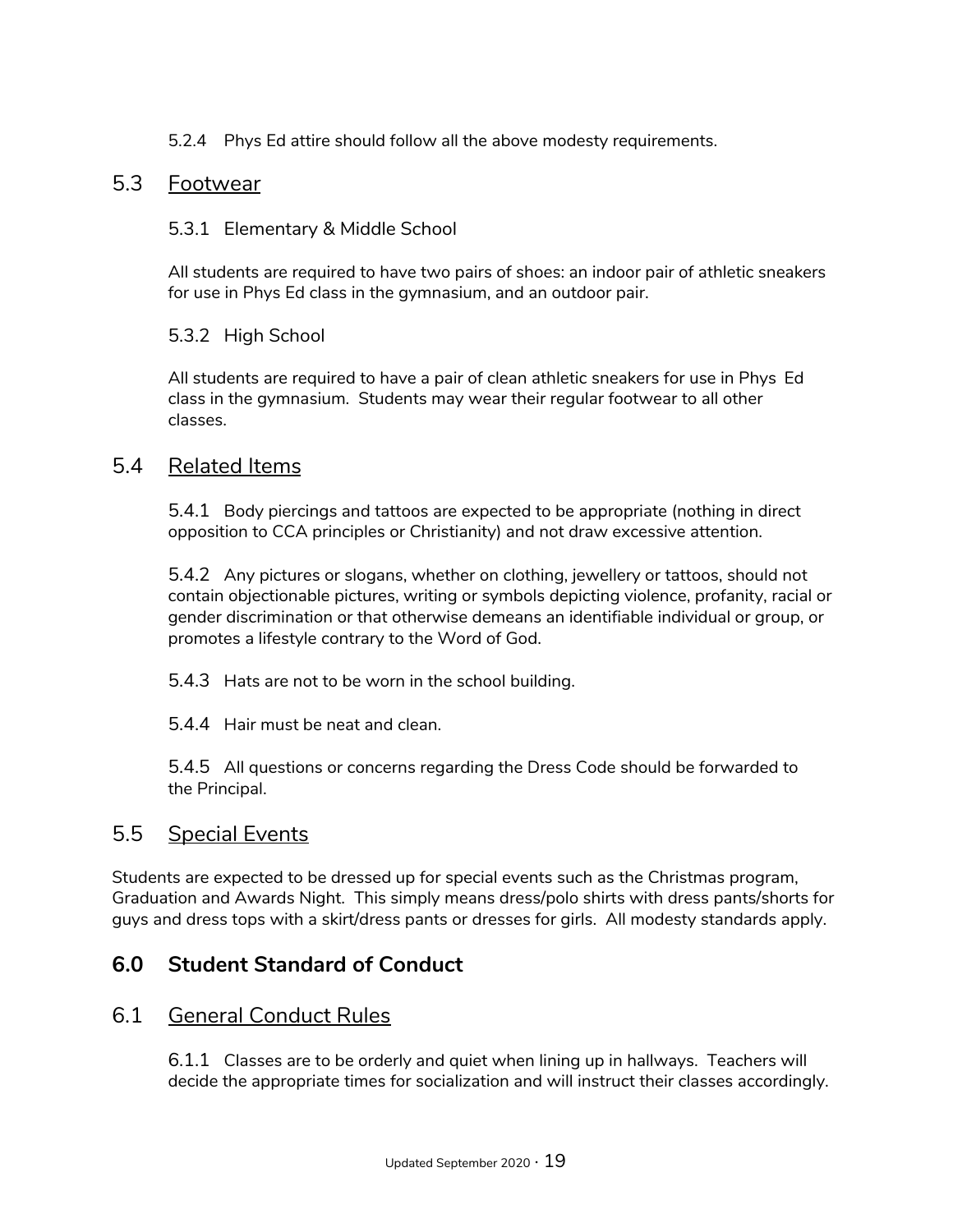5.2.4 Phys Ed attire should follow all the above modesty requirements.

## 5.3 Footwear

### 5.3.1 Elementary & Middle School

All students are required to have two pairs of shoes: an indoor pair of athletic sneakers for use in Phys Ed class in the gymnasium, and an outdoor pair.

### 5.3.2 High School

All students are required to have a pair of clean athletic sneakers for use in Phys Ed class in the gymnasium. Students may wear their regular footwear to all other classes.

## 5.4 Related Items

5.4.1 Body piercings and tattoos are expected to be appropriate (nothing in direct opposition to CCA principles or Christianity) and not draw excessive attention.

5.4.2 Any pictures or slogans, whether on clothing, jewellery or tattoos, should not contain objectionable pictures, writing or symbols depicting violence, profanity, racial or gender discrimination or that otherwise demeans an identifiable individual or group, or promotes a lifestyle contrary to the Word of God.

5.4.3 Hats are not to be worn in the school building.

5.4.4 Hair must be neat and clean.

5.4.5 All questions or concerns regarding the Dress Code should be forwarded to the Principal.

## 5.5 Special Events

Students are expected to be dressed up for special events such as the Christmas program, Graduation and Awards Night. This simply means dress/polo shirts with dress pants/shorts for guys and dress tops with a skirt/dress pants or dresses for girls. All modesty standards apply.

# 6.0 Student Standard of Conduct

## 6.1 General Conduct Rules

6.1.1 Classes are to be orderly and quiet when lining up in hallways. Teachers will decide the appropriate times for socialization and will instruct their classes accordingly.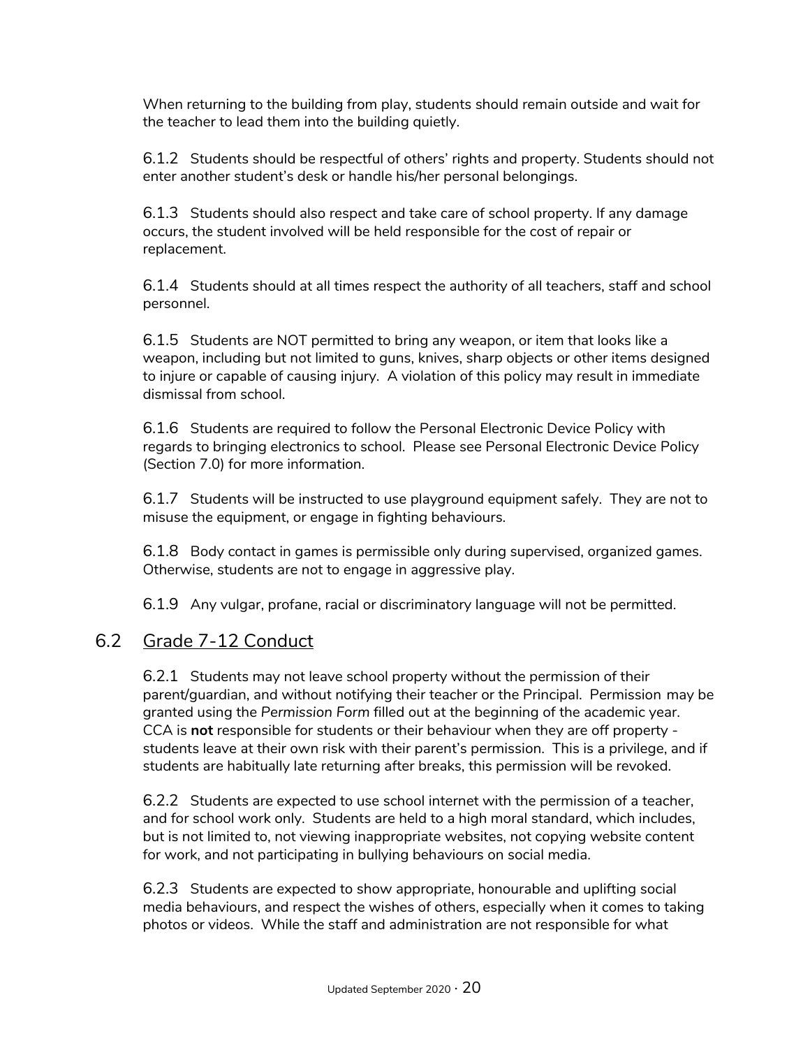When returning to the building from play, students should remain outside and wait for the teacher to lead them into the building quietly.

6.1.2 Students should be respectful of others' rights and property. Students should not enter another student's desk or handle his/her personal belongings.

6.1.3 Students should also respect and take care of school property. If any damage occurs, the student involved will be held responsible for the cost of repair or replacement.

6.1.4 Students should at all times respect the authority of all teachers, staff and school personnel.

6.1.5 Students are NOT permitted to bring any weapon, or item that looks like a weapon, including but not limited to guns, knives, sharp objects or other items designed to injure or capable of causing injury. A violation of this policy may result in immediate dismissal from school.

6.1.6 Students are required to follow the Personal Electronic Device Policy with regards to bringing electronics to school. Please see Personal Electronic Device Policy (Section 7.0) for more information.

6.1.7 Students will be instructed to use playground equipment safely. They are not to misuse the equipment, or engage in fighting behaviours.

6.1.8 Body contact in games is permissible only during supervised, organized games. Otherwise, students are not to engage in aggressive play.

6.1.9 Any vulgar, profane, racial or discriminatory language will not be permitted.

## 6.2 Grade 7-12 Conduct

6.2.1 Students may not leave school property without the permission of their parent/guardian, and without notifying their teacher or the Principal. Permission may be granted using the *Permission Form* filled out at the beginning of the academic year. CCA is **not** responsible for students or their behaviour when they are off property - students leave at their own risk with their parent's permission. This is a privilege, and if students are habitually late returning after breaks, this permission will be revoked.

6.2.2 Students are expected to use school internet with the permission of a teacher, and for school work only. Students are held to a high moral standard, which includes, but is not limited to, not viewing inappropriate websites, not copying website content for work, and not participating in bullying behaviours on social media.

6.2.3 Students are expected to show appropriate, honourable and uplifting social media behaviours, and respect the wishes of others, especially when it comes to taking photos or videos. While the staff and administration are not responsible for what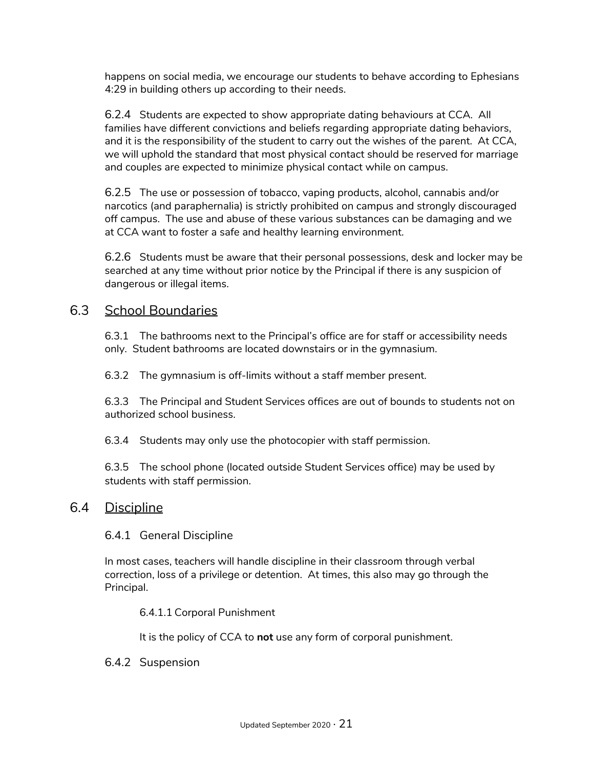happens on social media, we encourage our students to behave according to Ephesians 4:29 in building others up according to their needs.

6.2.4 Students are expected to show appropriate dating behaviours at CCA. All families have different convictions and beliefs regarding appropriate dating behaviors, and it is the responsibility of the student to carry out the wishes of the parent. At CCA, we will uphold the standard that most physical contact should be reserved for marriage and couples are expected to minimize physical contact while on campus.

6.2.5 The use or possession of tobacco, vaping products, alcohol, cannabis and/or narcotics (and paraphernalia) is strictly prohibited on campus and strongly discouraged off campus. The use and abuse of these various substances can be damaging and we at CCA want to foster a safe and healthy learning environment.

6.2.6 Students must be aware that their personal possessions, desk and locker may be searched at any time without prior notice by the Principal if there is any suspicion of dangerous or illegal items.

## 6.3 School Boundaries

6.3.1 The bathrooms next to the Principal's office are for staff or accessibility needs only. Student bathrooms are located downstairs or in the gymnasium.

6.3.2 The gymnasium is off-limits without a staff member present.

6.3.3 The Principal and Student Services offices are out of bounds to students not on authorized school business.

6.3.4 Students may only use the photocopier with staff permission.

6.3.5 The school phone (located outside Student Services office) may be used by students with staff permission.

## 6.4 Discipline

### 6.4.1 General Discipline

In most cases, teachers will handle discipline in their classroom through verbal correction, loss of a privilege or detention. At times, this also may go through the Principal.

#### 6.4.1.1 Corporal Punishment

It is the policy of CCA to **not** use any form of corporal punishment.

### 6.4.2 Suspension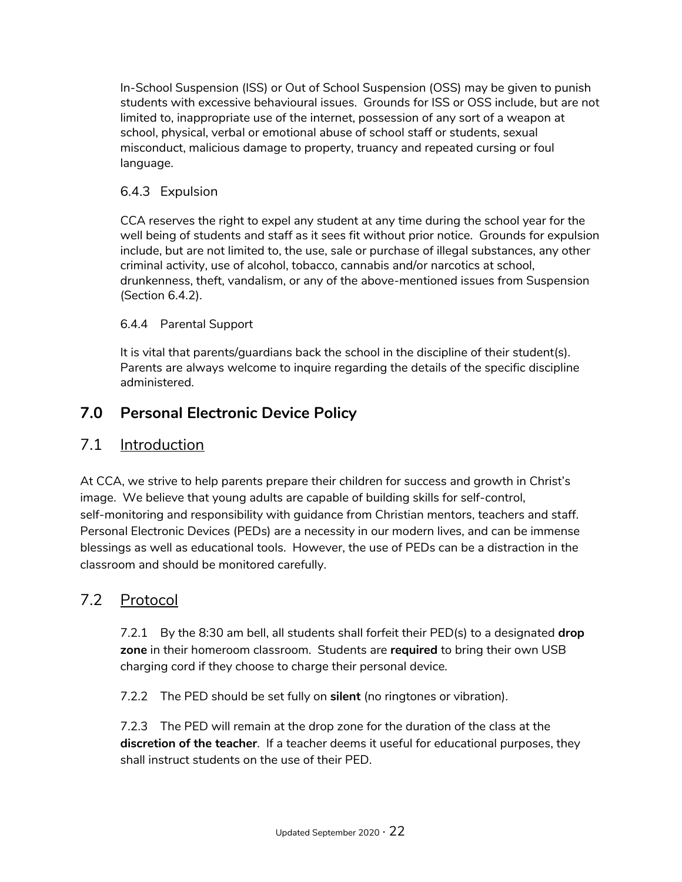In-School Suspension (ISS) or Out of School Suspension (OSS) may be given to punish students with excessive behavioural issues. Grounds for ISS or OSS include, but are not limited to, inappropriate use of the internet, possession of any sort of a weapon at school, physical, verbal or emotional abuse of school staff or students, sexual misconduct, malicious damage to property, truancy and repeated cursing or foul language.

#### 6.4.3 Expulsion

CCA reserves the right to expel any student at any time during the school year for the well being of students and staff as it sees fit without prior notice. Grounds for expulsion include, but are not limited to, the use, sale or purchase of illegal substances, any other criminal activity, use of alcohol, tobacco, cannabis and/or narcotics at school, drunkenness, theft, vandalism, or any of the above-mentioned issues from Suspension (Section 6.4.2).

#### 6.4.4 Parental Support

It is vital that parents/guardians back the school in the discipline of their student(s). Parents are always welcome to inquire regarding the details of the specific discipline administered.

# 7.0 Personal Electronic Device Policy

## 7.1 Introduction

At CCA, we strive to help parents prepare their children for success and growth in Christ's image. We believe that young adults are capable of building skills for self-control, self-monitoring and responsibility with guidance from Christian mentors, teachers and staff. Personal Electronic Devices (PEDs) are a necessity in our modern lives, and can be immense blessings as well as educational tools. However, the use of PEDs can be a distraction in the classroom and should be monitored carefully.

## 7.2 Protocol

7.2.1 By the 8:30 am bell, all students shall forfeit their PED(s) to a designated **drop zone** in their homeroom classroom. Students are **required** to bring their own USB charging cord if they choose to charge their personal device.

7.2.2 The PED should be set fully on **silent** (no ringtones or vibration).

7.2.3 The PED will remain at the drop zone for the duration of the class at the **discretion of the teacher**. If a teacher deems it useful for educational purposes, they shall instruct students on the use of their PED.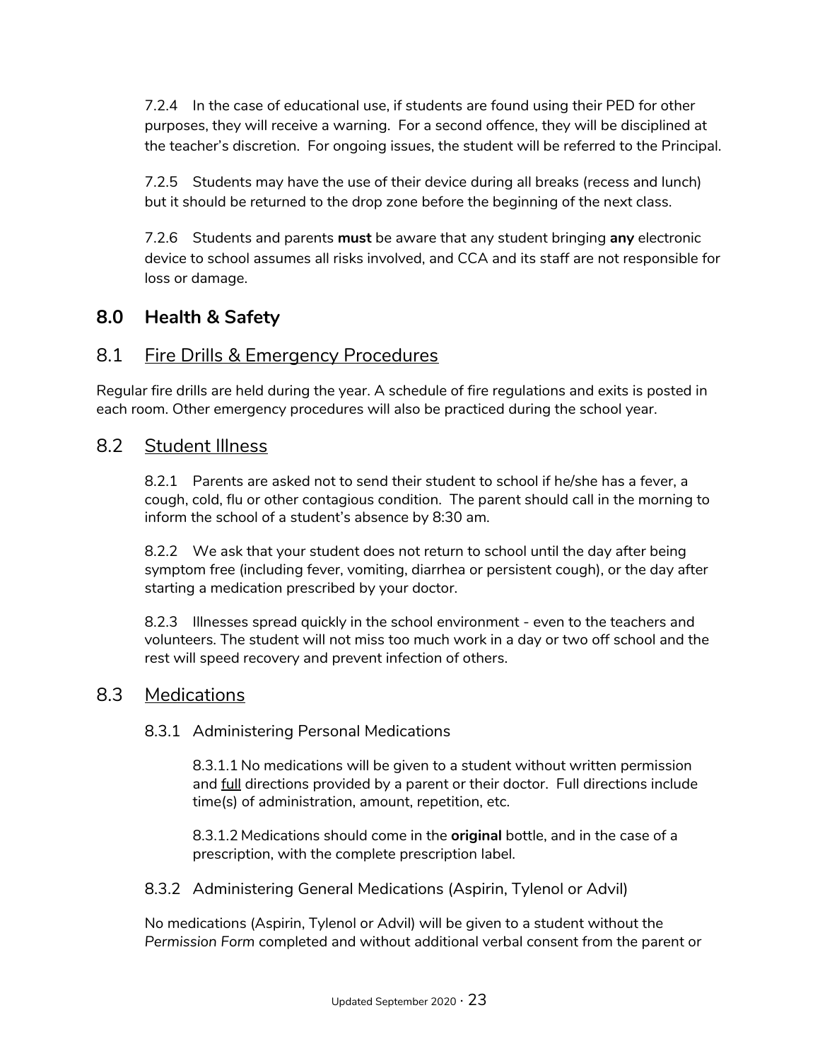7.2.4 In the case of educational use, if students are found using their PED for other purposes, they will receive a warning. For a second offence, they will be disciplined at the teacher's discretion. For ongoing issues, the student will be referred to the Principal.

7.2.5 Students may have the use of their device during all breaks (recess and lunch) but it should be returned to the drop zone before the beginning of the next class.

7.2.6 Students and parents **must** be aware that any student bringing **any** electronic device to school assumes all risks involved, and CCA and its staff are not responsible for loss or damage.

## 8.0 Health & Safety

### 8.1 Fire Drills & Emergency Procedures

Regular fire drills are held during the year. A schedule of fire regulations and exits is posted in each room. Other emergency procedures will also be practiced during the school year.

### 8.2 Student Illness

8.2.1 Parents are asked not to send their student to school if he/she has a fever, a cough, cold, flu or other contagious condition. The parent should call in the morning to inform the school of a student's absence by 8:30 am.

8.2.2 We ask that your student does not return to school until the day after being symptom free (including fever, vomiting, diarrhea or persistent cough), or the day after starting a medication prescribed by your doctor.

8.2.3 Illnesses spread quickly in the school environment - even to the teachers and volunteers. The student will not miss too much work in a day or two off school and the rest will speed recovery and prevent infection of others.

### 8.3 Medications

#### 8.3.1 Administering Personal Medications

8.3.1.1 No medications will be given to a student without written permission and full directions provided by a parent or their doctor. Full directions include time(s) of administration, amount, repetition, etc.

8.3.1.2 Medications should come in the **original** bottle, and in the case of a prescription, with the complete prescription label.

#### 8.3.2 Administering General Medications (Aspirin, Tylenol or Advil)

No medications (Aspirin, Tylenol or Advil) will be given to a student without the *Permission Form* completed and without additional verbal consent from the parent or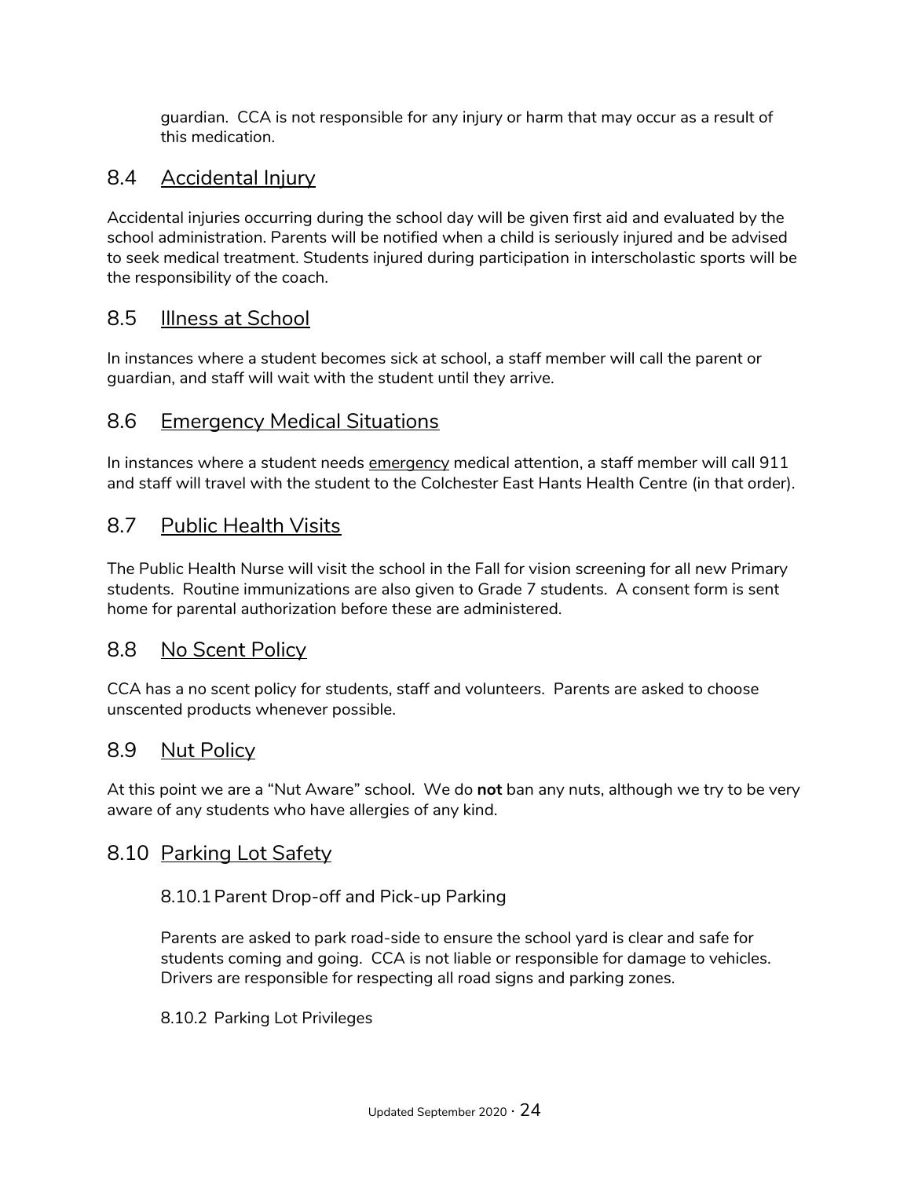guardian. CCA is not responsible for any injury or harm that may occur as a result of this medication.

## 8.4 Accidental Injury

Accidental injuries occurring during the school day will be given first aid and evaluated by the school administration. Parents will be notified when a child is seriously injured and be advised to seek medical treatment. Students injured during participation in interscholastic sports will be the responsibility of the coach.

## 8.5 Illness at School

In instances where a student becomes sick at school, a staff member will call the parent or guardian, and staff will wait with the student until they arrive.

## 8.6 Emergency Medical Situations

In instances where a student needs emergency medical attention, a staff member will call 911 and staff will travel with the student to the Colchester East Hants Health Centre (in that order).

## 8.7 Public Health Visits

The Public Health Nurse will visit the school in the Fall for vision screening for all new Primary students. Routine immunizations are also given to Grade 7 students. A consent form is sent home for parental authorization before these are administered.

## 8.8 No Scent Policy

CCA has a no scent policy for students, staff and volunteers. Parents are asked to choose unscented products whenever possible.

## 8.9 Nut Policy

At this point we are a "Nut Aware" school. We do **not** ban any nuts, although we try to be very aware of any students who have allergies of any kind.

## 8.10 Parking Lot Safety

### 8.10.1 Parent Drop-off and Pick-up Parking

Parents are asked to park road-side to ensure the school yard is clear and safe for students coming and going. CCA is not liable or responsible for damage to vehicles. Drivers are responsible for respecting all road signs and parking zones.

### 8.10.2 Parking Lot Privileges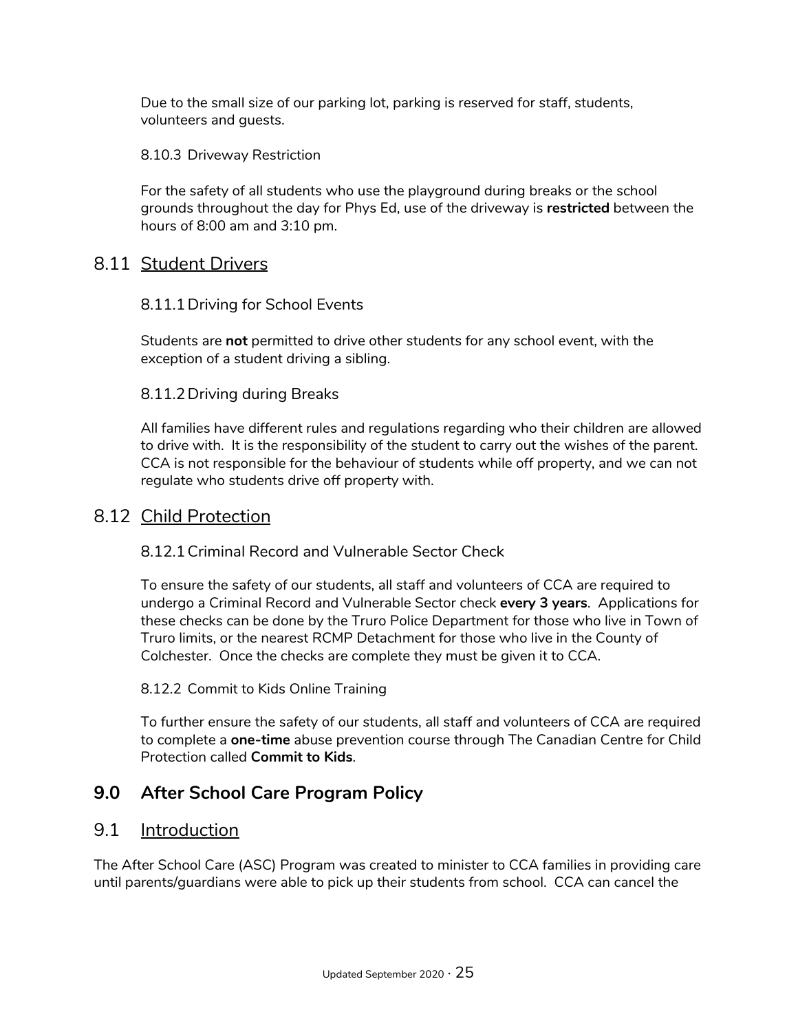Due to the small size of our parking lot, parking is reserved for staff, students, volunteers and guests.

#### 8.10.3 Driveway Restriction

For the safety of all students who use the playground during breaks or the school grounds throughout the day for Phys Ed, use of the driveway is **restricted** between the hours of 8:00 am and 3:10 pm.

## 8.11 Student Drivers

### 8.11.1 Driving for School Events

Students are **not** permitted to drive other students for any school event, with the exception of a student driving a sibling.

### 8.11.2 Driving during Breaks

All families have different rules and regulations regarding who their children are allowed to drive with. It is the responsibility of the student to carry out the wishes of the parent. CCA is not responsible for the behaviour of students while off property, and we can not regulate who students drive off property with.

## 8.12 Child Protection

### 8.12.1 Criminal Record and Vulnerable Sector Check

To ensure the safety of our students, all staff and volunteers of CCA are required to undergo a Criminal Record and Vulnerable Sector check **every 3 years**. Applications for these checks can be done by the Truro Police Department for those who live in Town of Truro limits, or the nearest RCMP Detachment for those who live in the County of Colchester. Once the checks are complete they must be given it to CCA.

#### 8.12.2 Commit to Kids Online Training

To further ensure the safety of our students, all staff and volunteers of CCA are required to complete a **one-time** abuse prevention course through The Canadian Centre for Child Protection called **Commit to Kids**.

# 9.0 After School Care Program Policy

## 9.1 Introduction

The After School Care (ASC) Program was created to minister to CCA families in providing care until parents/guardians were able to pick up their students from school. CCA can cancel the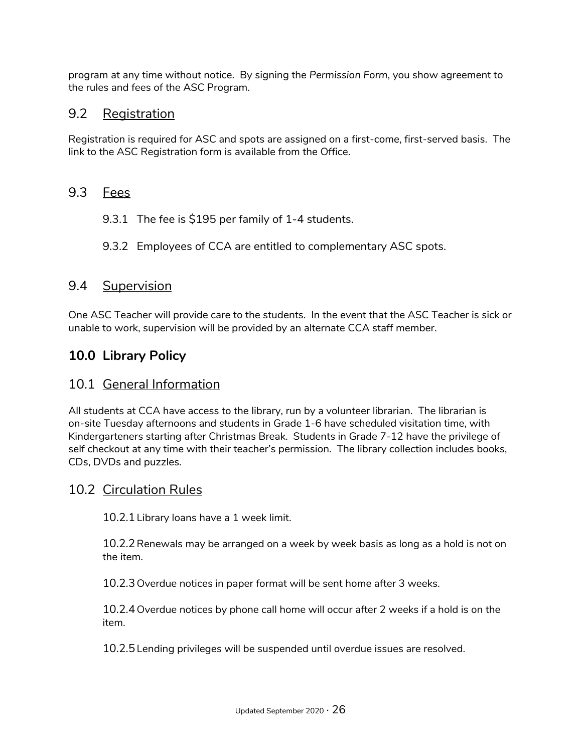program at any time without notice. By signing the *Permission Form*, you show agreement to the rules and fees of the ASC Program.

## 9.2 Registration

Registration is required for ASC and spots are assigned on a first-come, first-served basis. The link to the ASC Registration form is available from the Office.

## 9.3 Fees

9.3.1 The fee is $195 per family of 1-4 students.

9.3.2 Employees of CCA are entitled to complementary ASC spots.

## 9.4 Supervision

One ASC Teacher will provide care to the students. In the event that the ASC Teacher is sick or unable to work, supervision will be provided by an alternate CCA staff member.

# 10.0 Library Policy

## 10.1 General Information

All students at CCA have access to the library, run by a volunteer librarian. The librarian is on-site Tuesday afternoons and students in Grade 1-6 have scheduled visitation time, with Kindergarteners starting after Christmas Break. Students in Grade 7-12 have the privilege of self checkout at any time with their teacher's permission. The library collection includes books, CDs, DVDs and puzzles.

## 10.2 Circulation Rules

10.2.1 Library loans have a 1 week limit.

10.2.2 Renewals may be arranged on a week by week basis as long as a hold is not on the item.

10.2.3 Overdue notices in paper format will be sent home after 3 weeks.

10.2.4 Overdue notices by phone call home will occur after 2 weeks if a hold is on the item.

10.2.5 Lending privileges will be suspended until overdue issues are resolved.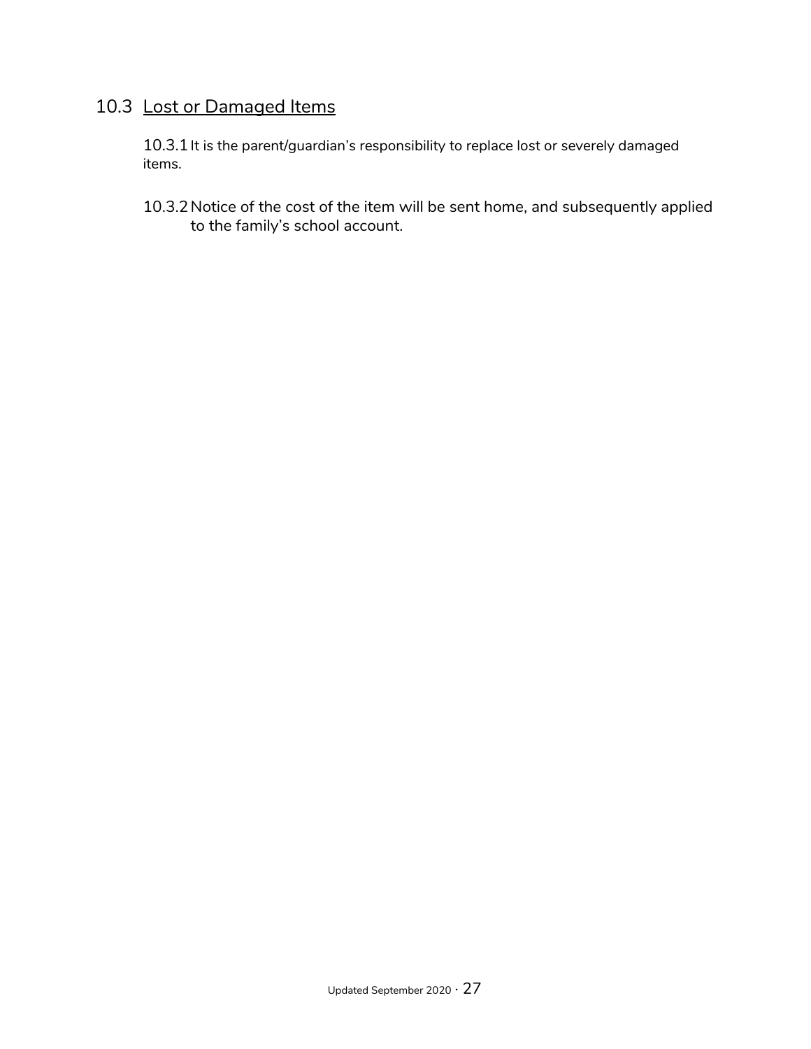## 10.3 Lost or Damaged Items

10.3.1 It is the parent/guardian's responsibility to replace lost or severely damaged items.

10.3.2 Notice of the cost of the item will be sent home, and subsequently applied to the family's school account.